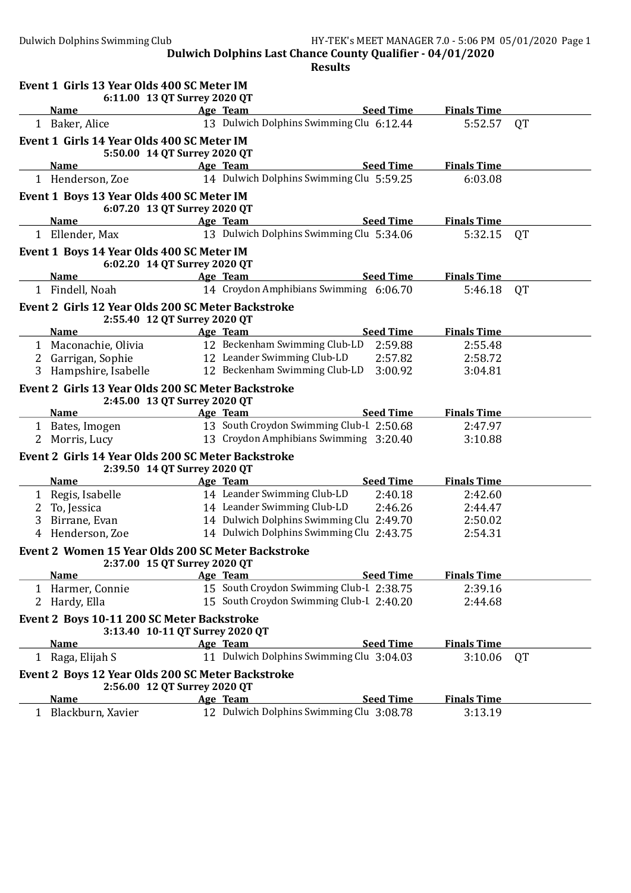# Dulwich Dolphins Last Chance County Qualifier - 04/01/2020

## Results

### Event 1 Girls 13 Year Olds 400 SC Meter IM
6:11.00 13 QT Surrey 2020 QT

| | Name | Age | Team | Seed Time | Finals Time | |
|---|---|---|---|---|---|---|
| 1 | Baker, Alice | 13 | Dulwich Dolphins Swimming Clu | 6:12.44 | 5:52.57 | QT |

### Event 1 Girls 14 Year Olds 400 SC Meter IM
5:50.00 14 QT Surrey 2020 QT

| | Name | Age | Team | Seed Time | Finals Time | |
|---|---|---|---|---|---|---|
| 1 | Henderson, Zoe | 14 | Dulwich Dolphins Swimming Clu | 5:59.25 | 6:03.08 | |

### Event 1 Boys 13 Year Olds 400 SC Meter IM
6:07.20 13 QT Surrey 2020 QT

| | Name | Age | Team | Seed Time | Finals Time | |
|---|---|---|---|---|---|---|
| 1 | Ellender, Max | 13 | Dulwich Dolphins Swimming Clu | 5:34.06 | 5:32.15 | QT |

### Event 1 Boys 14 Year Olds 400 SC Meter IM
6:02.20 14 QT Surrey 2020 QT

| | Name | Age | Team | Seed Time | Finals Time | |
|---|---|---|---|---|---|---|
| 1 | Findell, Noah | 14 | Croydon Amphibians Swimming | 6:06.70 | 5:46.18 | QT |

### Event 2 Girls 12 Year Olds 200 SC Meter Backstroke
2:55.40 12 QT Surrey 2020 QT

| | Name | Age | Team | Seed Time | Finals Time |
|---|---|---|---|---|---|
| 1 | Maconachie, Olivia | 12 | Beckenham Swimming Club-LD | 2:59.88 | 2:55.48 |
| 2 | Garrigan, Sophie | 12 | Leander Swimming Club-LD | 2:57.82 | 2:58.72 |
| 3 | Hampshire, Isabelle | 12 | Beckenham Swimming Club-LD | 3:00.92 | 3:04.81 |

### Event 2 Girls 13 Year Olds 200 SC Meter Backstroke
2:45.00 13 QT Surrey 2020 QT

| | Name | Age | Team | Seed Time | Finals Time |
|---|---|---|---|---|---|
| 1 | Bates, Imogen | 13 | South Croydon Swimming Club-L | 2:50.68 | 2:47.97 |
| 2 | Morris, Lucy | 13 | Croydon Amphibians Swimming | 3:20.40 | 3:10.88 |

### Event 2 Girls 14 Year Olds 200 SC Meter Backstroke
2:39.50 14 QT Surrey 2020 QT

| | Name | Age | Team | Seed Time | Finals Time |
|---|---|---|---|---|---|
| 1 | Regis, Isabelle | 14 | Leander Swimming Club-LD | 2:40.18 | 2:42.60 |
| 2 | To, Jessica | 14 | Leander Swimming Club-LD | 2:46.26 | 2:44.47 |
| 3 | Birrane, Evan | 14 | Dulwich Dolphins Swimming Clu | 2:49.70 | 2:50.02 |
| 4 | Henderson, Zoe | 14 | Dulwich Dolphins Swimming Clu | 2:43.75 | 2:54.31 |

### Event 2 Women 15 Year Olds 200 SC Meter Backstroke
2:37.00 15 QT Surrey 2020 QT

| | Name | Age | Team | Seed Time | Finals Time |
|---|---|---|---|---|---|
| 1 | Harmer, Connie | 15 | South Croydon Swimming Club-L | 2:38.75 | 2:39.16 |
| 2 | Hardy, Ella | 15 | South Croydon Swimming Club-L | 2:40.20 | 2:44.68 |

### Event 2 Boys 10-11 200 SC Meter Backstroke
3:13.40 10-11 QT Surrey 2020 QT

| | Name | Age | Team | Seed Time | Finals Time | |
|---|---|---|---|---|---|---|
| 1 | Raga, Elijah S | 11 | Dulwich Dolphins Swimming Clu | 3:04.03 | 3:10.06 | QT |

### Event 2 Boys 12 Year Olds 200 SC Meter Backstroke
2:56.00 12 QT Surrey 2020 QT

| | Name | Age | Team | Seed Time | Finals Time |
|---|---|---|---|---|---|
| 1 | Blackburn, Xavier | 12 | Dulwich Dolphins Swimming Clu | 3:08.78 | 3:13.19 |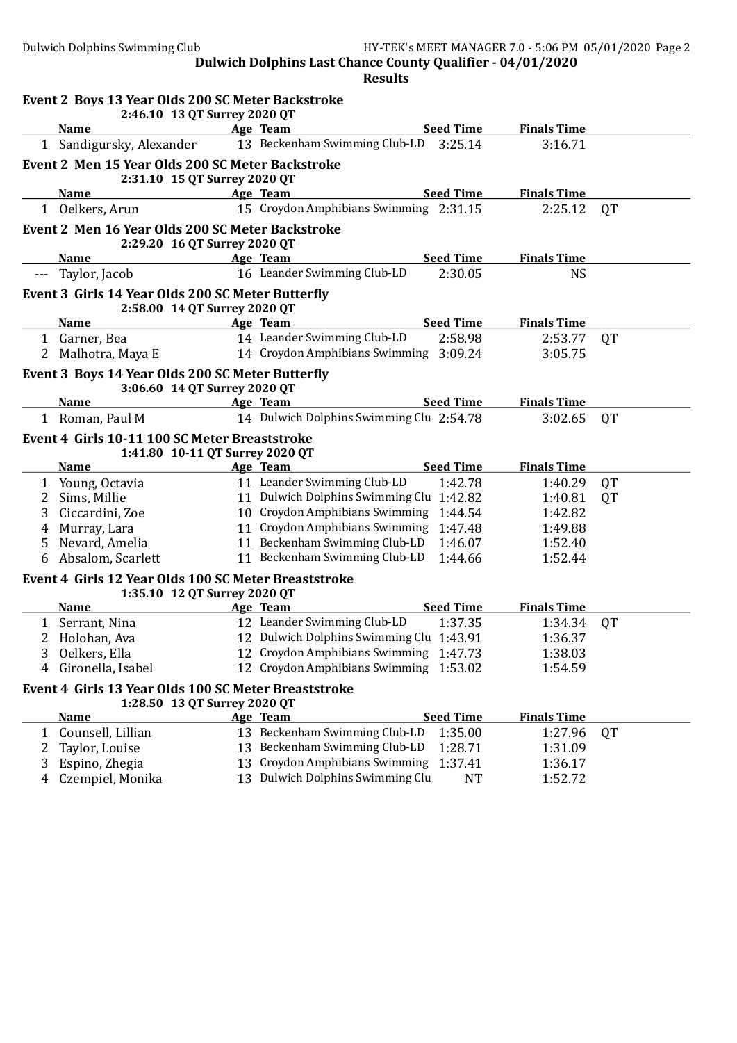**Dulwich Dolphins Last Chance County Qualifier - 04/01/2020**

**Results**

### Event 2 Boys 13 Year Olds 200 SC Meter Backstroke

2:46.10 13 QT Surrey 2020 QT

| | Name | Age | Team | Seed Time | Finals Time | |
|---|---|---|---|---|---|---|
| 1 | Sandigursky, Alexander | 13 | Beckenham Swimming Club-LD | 3:25.14 | 3:16.71 | |

### Event 2 Men 15 Year Olds 200 SC Meter Backstroke

2:31.10 15 QT Surrey 2020 QT

| | Name | Age | Team | Seed Time | Finals Time | |
|---|---|---|---|---|---|---|
| 1 | Oelkers, Arun | 15 | Croydon Amphibians Swimming | 2:31.15 | 2:25.12 | QT |

### Event 2 Men 16 Year Olds 200 SC Meter Backstroke

2:29.20 16 QT Surrey 2020 QT

| | Name | Age | Team | Seed Time | Finals Time | |
|---|---|---|---|---|---|---|
| --- | Taylor, Jacob | 16 | Leander Swimming Club-LD | 2:30.05 | NS | |

### Event 3 Girls 14 Year Olds 200 SC Meter Butterfly

2:58.00 14 QT Surrey 2020 QT

| | Name | Age | Team | Seed Time | Finals Time | |
|---|---|---|---|---|---|---|
| 1 | Garner, Bea | 14 | Leander Swimming Club-LD | 2:58.98 | 2:53.77 | QT |
| 2 | Malhotra, Maya E | 14 | Croydon Amphibians Swimming | 3:09.24 | 3:05.75 | |

### Event 3 Boys 14 Year Olds 200 SC Meter Butterfly

3:06.60 14 QT Surrey 2020 QT

| | Name | Age | Team | Seed Time | Finals Time | |
|---|---|---|---|---|---|---|
| 1 | Roman, Paul M | 14 | Dulwich Dolphins Swimming Clu | 2:54.78 | 3:02.65 | QT |

### Event 4 Girls 10-11 100 SC Meter Breaststroke

1:41.80 10-11 QT Surrey 2020 QT

| | Name | Age | Team | Seed Time | Finals Time | |
|---|---|---|---|---|---|---|
| 1 | Young, Octavia | 11 | Leander Swimming Club-LD | 1:42.78 | 1:40.29 | QT |
| 2 | Sims, Millie | 11 | Dulwich Dolphins Swimming Clu | 1:42.82 | 1:40.81 | QT |
| 3 | Ciccardini, Zoe | 10 | Croydon Amphibians Swimming | 1:44.54 | 1:42.82 | |
| 4 | Murray, Lara | 11 | Croydon Amphibians Swimming | 1:47.48 | 1:49.88 | |
| 5 | Nevard, Amelia | 11 | Beckenham Swimming Club-LD | 1:46.07 | 1:52.40 | |
| 6 | Absalom, Scarlett | 11 | Beckenham Swimming Club-LD | 1:44.66 | 1:52.44 | |

### Event 4 Girls 12 Year Olds 100 SC Meter Breaststroke

1:35.10 12 QT Surrey 2020 QT

| | Name | Age | Team | Seed Time | Finals Time | |
|---|---|---|---|---|---|---|
| 1 | Serrant, Nina | 12 | Leander Swimming Club-LD | 1:37.35 | 1:34.34 | QT |
| 2 | Holohan, Ava | 12 | Dulwich Dolphins Swimming Clu | 1:43.91 | 1:36.37 | |
| 3 | Oelkers, Ella | 12 | Croydon Amphibians Swimming | 1:47.73 | 1:38.03 | |
| 4 | Gironella, Isabel | 12 | Croydon Amphibians Swimming | 1:53.02 | 1:54.59 | |

### Event 4 Girls 13 Year Olds 100 SC Meter Breaststroke

1:28.50 13 QT Surrey 2020 QT

| | Name | Age | Team | Seed Time | Finals Time | |
|---|---|---|---|---|---|---|
| 1 | Counsell, Lillian | 13 | Beckenham Swimming Club-LD | 1:35.00 | 1:27.96 | QT |
| 2 | Taylor, Louise | 13 | Beckenham Swimming Club-LD | 1:28.71 | 1:31.09 | |
| 3 | Espino, Zhegia | 13 | Croydon Amphibians Swimming | 1:37.41 | 1:36.17 | |
| 4 | Czempiel, Monika | 13 | Dulwich Dolphins Swimming Clu | NT | 1:52.72 | |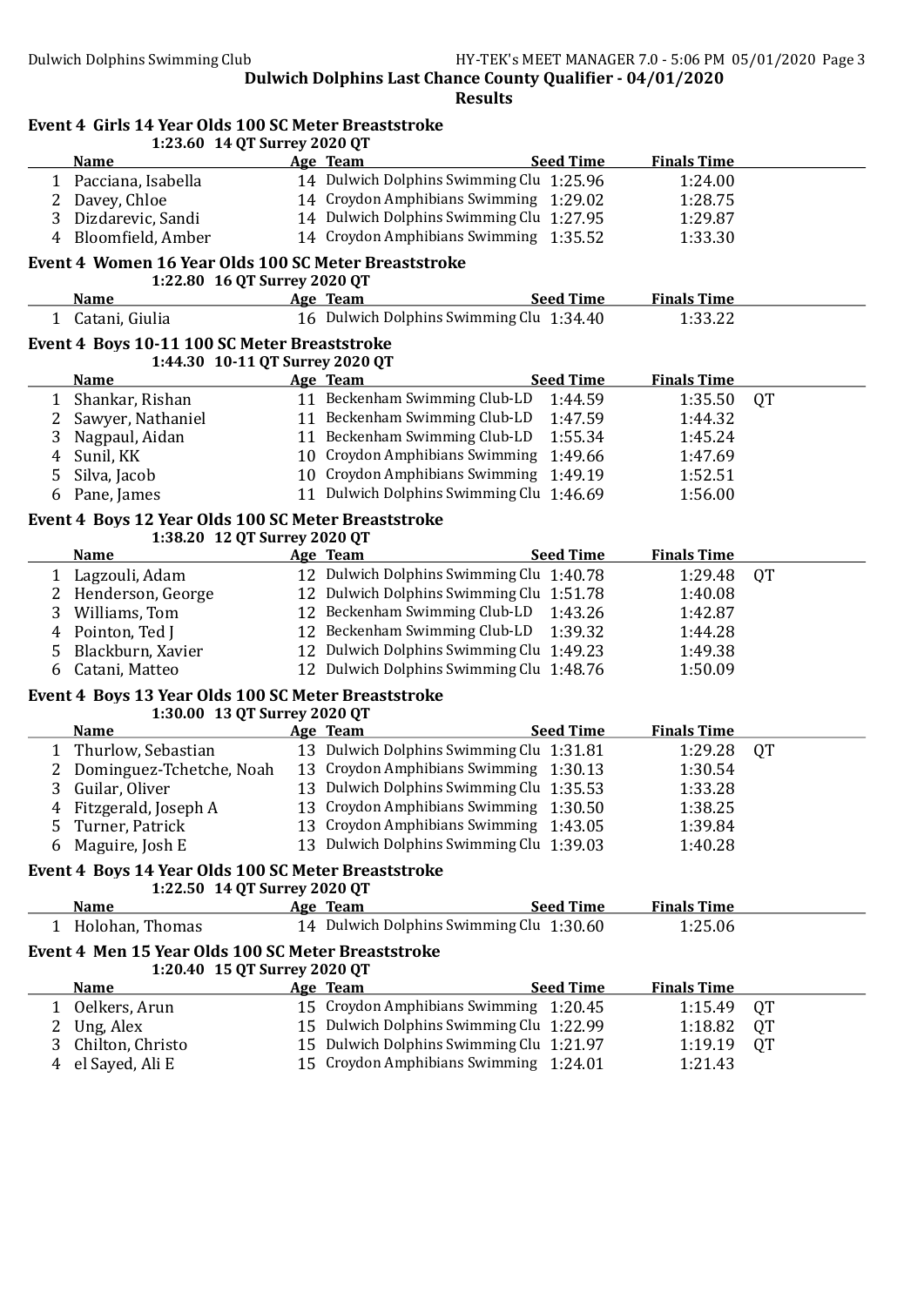**Dulwich Dolphins Last Chance County Qualifier - 04/01/2020**

**Results**

### Event 4 Girls 14 Year Olds 100 SC Meter Breaststroke

1:23.60 14 QT Surrey 2020 QT

| | Name | Age | Team | Seed Time | Finals Time | |
|---|---|---|---|---|---|---|
| 1 | Pacciana, Isabella | 14 | Dulwich Dolphins Swimming Clu | 1:25.96 | 1:24.00 | |
| 2 | Davey, Chloe | 14 | Croydon Amphibians Swimming | 1:29.02 | 1:28.75 | |
| 3 | Dizdarevic, Sandi | 14 | Dulwich Dolphins Swimming Clu | 1:27.95 | 1:29.87 | |
| 4 | Bloomfield, Amber | 14 | Croydon Amphibians Swimming | 1:35.52 | 1:33.30 | |

### Event 4 Women 16 Year Olds 100 SC Meter Breaststroke

1:22.80 16 QT Surrey 2020 QT

| | Name | Age | Team | Seed Time | Finals Time | |
|---|---|---|---|---|---|---|
| 1 | Catani, Giulia | 16 | Dulwich Dolphins Swimming Clu | 1:34.40 | 1:33.22 | |

### Event 4 Boys 10-11 100 SC Meter Breaststroke

1:44.30 10-11 QT Surrey 2020 QT

| | Name | Age | Team | Seed Time | Finals Time | |
|---|---|---|---|---|---|---|
| 1 | Shankar, Rishan | 11 | Beckenham Swimming Club-LD | 1:44.59 | 1:35.50 | QT |
| 2 | Sawyer, Nathaniel | 11 | Beckenham Swimming Club-LD | 1:47.59 | 1:44.32 | |
| 3 | Nagpaul, Aidan | 11 | Beckenham Swimming Club-LD | 1:55.34 | 1:45.24 | |
| 4 | Sunil, KK | 10 | Croydon Amphibians Swimming | 1:49.66 | 1:47.69 | |
| 5 | Silva, Jacob | 10 | Croydon Amphibians Swimming | 1:49.19 | 1:52.51 | |
| 6 | Pane, James | 11 | Dulwich Dolphins Swimming Clu | 1:46.69 | 1:56.00 | |

### Event 4 Boys 12 Year Olds 100 SC Meter Breaststroke

1:38.20 12 QT Surrey 2020 QT

| | Name | Age | Team | Seed Time | Finals Time | |
|---|---|---|---|---|---|---|
| 1 | Lagzouli, Adam | 12 | Dulwich Dolphins Swimming Clu | 1:40.78 | 1:29.48 | QT |
| 2 | Henderson, George | 12 | Dulwich Dolphins Swimming Clu | 1:51.78 | 1:40.08 | |
| 3 | Williams, Tom | 12 | Beckenham Swimming Club-LD | 1:43.26 | 1:42.87 | |
| 4 | Pointon, Ted J | 12 | Beckenham Swimming Club-LD | 1:39.32 | 1:44.28 | |
| 5 | Blackburn, Xavier | 12 | Dulwich Dolphins Swimming Clu | 1:49.23 | 1:49.38 | |
| 6 | Catani, Matteo | 12 | Dulwich Dolphins Swimming Clu | 1:48.76 | 1:50.09 | |

### Event 4 Boys 13 Year Olds 100 SC Meter Breaststroke

1:30.00 13 QT Surrey 2020 QT

| | Name | Age | Team | Seed Time | Finals Time | |
|---|---|---|---|---|---|---|
| 1 | Thurlow, Sebastian | 13 | Dulwich Dolphins Swimming Clu | 1:31.81 | 1:29.28 | QT |
| 2 | Dominguez-Tchetche, Noah | 13 | Croydon Amphibians Swimming | 1:30.13 | 1:30.54 | |
| 3 | Guilar, Oliver | 13 | Dulwich Dolphins Swimming Clu | 1:35.53 | 1:33.28 | |
| 4 | Fitzgerald, Joseph A | 13 | Croydon Amphibians Swimming | 1:30.50 | 1:38.25 | |
| 5 | Turner, Patrick | 13 | Croydon Amphibians Swimming | 1:43.05 | 1:39.84 | |
| 6 | Maguire, Josh E | 13 | Dulwich Dolphins Swimming Clu | 1:39.03 | 1:40.28 | |

### Event 4 Boys 14 Year Olds 100 SC Meter Breaststroke

1:22.50 14 QT Surrey 2020 QT

| | Name | Age | Team | Seed Time | Finals Time | |
|---|---|---|---|---|---|---|
| 1 | Holohan, Thomas | 14 | Dulwich Dolphins Swimming Clu | 1:30.60 | 1:25.06 | |

### Event 4 Men 15 Year Olds 100 SC Meter Breaststroke

1:20.40 15 QT Surrey 2020 QT

| | Name | Age | Team | Seed Time | Finals Time | |
|---|---|---|---|---|---|---|
| 1 | Oelkers, Arun | 15 | Croydon Amphibians Swimming | 1:20.45 | 1:15.49 | QT |
| 2 | Ung, Alex | 15 | Dulwich Dolphins Swimming Clu | 1:22.99 | 1:18.82 | QT |
| 3 | Chilton, Christo | 15 | Dulwich Dolphins Swimming Clu | 1:21.97 | 1:19.19 | QT |
| 4 | el Sayed, Ali E | 15 | Croydon Amphibians Swimming | 1:24.01 | 1:21.43 | |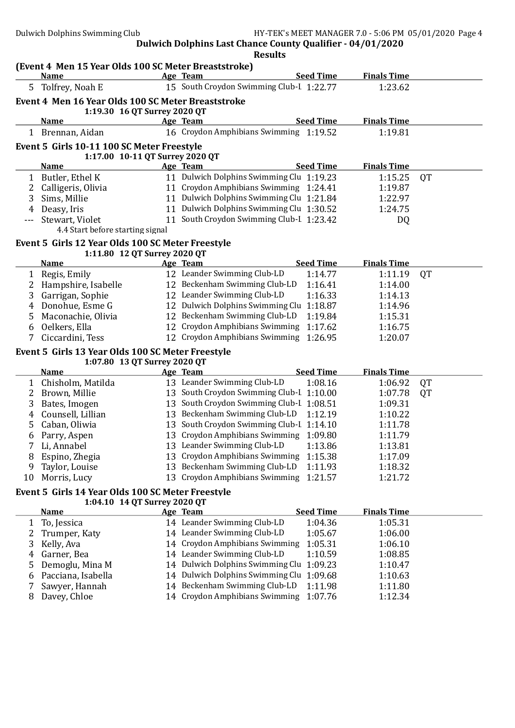## Dulwich Dolphins Last Chance County Qualifier - 04/01/2020

### Results

**(Event 4 Men 15 Year Olds 100 SC Meter Breaststroke)**

| | Name | Age | Team | Seed Time | Finals Time | |
|---|---|---|---|---|---|---|
| 5 | Tolfrey, Noah E | 15 | South Croydon Swimming Club-L | 1:22.77 | 1:23.62 | |

**Event 4 Men 16 Year Olds 100 SC Meter Breaststroke**

1:19.30 16 QT Surrey 2020 QT

| | Name | Age | Team | Seed Time | Finals Time | |
|---|---|---|---|---|---|---|
| 1 | Brennan, Aidan | 16 | Croydon Amphibians Swimming | 1:19.52 | 1:19.81 | |

**Event 5 Girls 10-11 100 SC Meter Freestyle**

1:17.00 10-11 QT Surrey 2020 QT

| | Name | Age | Team | Seed Time | Finals Time | |
|---|---|---|---|---|---|---|
| 1 | Butler, Ethel K | 11 | Dulwich Dolphins Swimming Clu | 1:19.23 | 1:15.25 | QT |
| 2 | Calligeris, Olivia | 11 | Croydon Amphibians Swimming | 1:24.41 | 1:19.87 | |
| 3 | Sims, Millie | 11 | Dulwich Dolphins Swimming Clu | 1:21.84 | 1:22.97 | |
| 4 | Deasy, Iris | 11 | Dulwich Dolphins Swimming Clu | 1:30.52 | 1:24.75 | |
| --- | Stewart, Violet | 11 | South Croydon Swimming Club-L | 1:23.42 | DQ | |
| | 4.4 Start before starting signal | | | | | |

**Event 5 Girls 12 Year Olds 100 SC Meter Freestyle**

1:11.80 12 QT Surrey 2020 QT

| | Name | Age | Team | Seed Time | Finals Time | |
|---|---|---|---|---|---|---|
| 1 | Regis, Emily | 12 | Leander Swimming Club-LD | 1:14.77 | 1:11.19 | QT |
| 2 | Hampshire, Isabelle | 12 | Beckenham Swimming Club-LD | 1:16.41 | 1:14.00 | |
| 3 | Garrigan, Sophie | 12 | Leander Swimming Club-LD | 1:16.33 | 1:14.13 | |
| 4 | Donohue, Esme G | 12 | Dulwich Dolphins Swimming Clu | 1:18.87 | 1:14.96 | |
| 5 | Maconachie, Olivia | 12 | Beckenham Swimming Club-LD | 1:19.84 | 1:15.31 | |
| 6 | Oelkers, Ella | 12 | Croydon Amphibians Swimming | 1:17.62 | 1:16.75 | |
| 7 | Ciccardini, Tess | 12 | Croydon Amphibians Swimming | 1:26.95 | 1:20.07 | |

**Event 5 Girls 13 Year Olds 100 SC Meter Freestyle**

1:07.80 13 QT Surrey 2020 QT

| | Name | Age | Team | Seed Time | Finals Time | |
|---|---|---|---|---|---|---|
| 1 | Chisholm, Matilda | 13 | Leander Swimming Club-LD | 1:08.16 | 1:06.92 | QT |
| 2 | Brown, Millie | 13 | South Croydon Swimming Club-L | 1:10.00 | 1:07.78 | QT |
| 3 | Bates, Imogen | 13 | South Croydon Swimming Club-L | 1:08.51 | 1:09.31 | |
| 4 | Counsell, Lillian | 13 | Beckenham Swimming Club-LD | 1:12.19 | 1:10.22 | |
| 5 | Caban, Oliwia | 13 | South Croydon Swimming Club-L | 1:14.10 | 1:11.78 | |
| 6 | Parry, Aspen | 13 | Croydon Amphibians Swimming | 1:09.80 | 1:11.79 | |
| 7 | Li, Annabel | 13 | Leander Swimming Club-LD | 1:13.86 | 1:13.81 | |
| 8 | Espino, Zhegia | 13 | Croydon Amphibians Swimming | 1:15.38 | 1:17.09 | |
| 9 | Taylor, Louise | 13 | Beckenham Swimming Club-LD | 1:11.93 | 1:18.32 | |
| 10 | Morris, Lucy | 13 | Croydon Amphibians Swimming | 1:21.57 | 1:21.72 | |

**Event 5 Girls 14 Year Olds 100 SC Meter Freestyle**

1:04.10 14 QT Surrey 2020 QT

| | Name | Age | Team | Seed Time | Finals Time | |
|---|---|---|---|---|---|---|
| 1 | To, Jessica | 14 | Leander Swimming Club-LD | 1:04.36 | 1:05.31 | |
| 2 | Trumper, Katy | 14 | Leander Swimming Club-LD | 1:05.67 | 1:06.00 | |
| 3 | Kelly, Ava | 14 | Croydon Amphibians Swimming | 1:05.31 | 1:06.10 | |
| 4 | Garner, Bea | 14 | Leander Swimming Club-LD | 1:10.59 | 1:08.85 | |
| 5 | Demoglu, Mina M | 14 | Dulwich Dolphins Swimming Clu | 1:09.23 | 1:10.47 | |
| 6 | Pacciana, Isabella | 14 | Dulwich Dolphins Swimming Clu | 1:09.68 | 1:10.63 | |
| 7 | Sawyer, Hannah | 14 | Beckenham Swimming Club-LD | 1:11.98 | 1:11.80 | |
| 8 | Davey, Chloe | 14 | Croydon Amphibians Swimming | 1:07.76 | 1:12.34 | |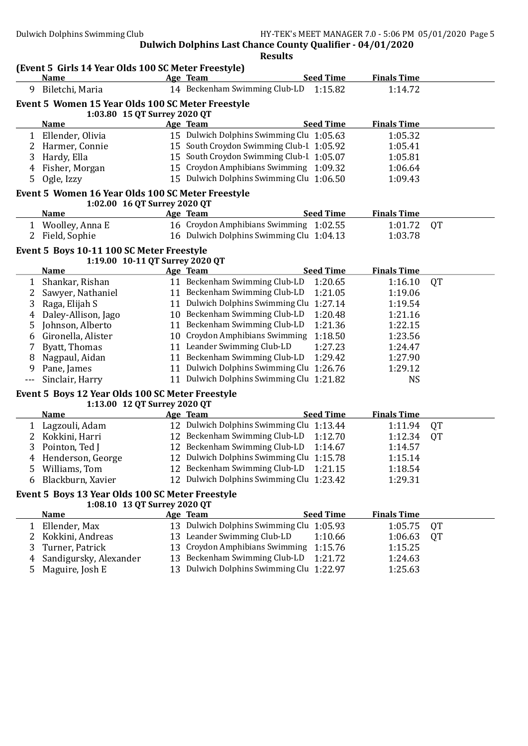**Dulwich Dolphins Last Chance County Qualifier - 04/01/2020**

**Results**

### (Event 5 Girls 14 Year Olds 100 SC Meter Freestyle)

| | Name | Age | Team | Seed Time | Finals Time | |
|---|---|---|---|---|---|---|
| 9 | Biletchi, Maria | 14 | Beckenham Swimming Club-LD | 1:15.82 | 1:14.72 | |

### Event 5 Women 15 Year Olds 100 SC Meter Freestyle

1:03.80 15 QT Surrey 2020 QT

| | Name | Age | Team | Seed Time | Finals Time | |
|---|---|---|---|---|---|---|
| 1 | Ellender, Olivia | 15 | Dulwich Dolphins Swimming Clu | 1:05.63 | 1:05.32 | |
| 2 | Harmer, Connie | 15 | South Croydon Swimming Club-L | 1:05.92 | 1:05.41 | |
| 3 | Hardy, Ella | 15 | South Croydon Swimming Club-L | 1:05.07 | 1:05.81 | |
| 4 | Fisher, Morgan | 15 | Croydon Amphibians Swimming | 1:09.32 | 1:06.64 | |
| 5 | Ogle, Izzy | 15 | Dulwich Dolphins Swimming Clu | 1:06.50 | 1:09.43 | |

### Event 5 Women 16 Year Olds 100 SC Meter Freestyle

1:02.00 16 QT Surrey 2020 QT

| | Name | Age | Team | Seed Time | Finals Time | |
|---|---|---|---|---|---|---|
| 1 | Woolley, Anna E | 16 | Croydon Amphibians Swimming | 1:02.55 | 1:01.72 | QT |
| 2 | Field, Sophie | 16 | Dulwich Dolphins Swimming Clu | 1:04.13 | 1:03.78 | |

### Event 5 Boys 10-11 100 SC Meter Freestyle

1:19.00 10-11 QT Surrey 2020 QT

| | Name | Age | Team | Seed Time | Finals Time | |
|---|---|---|---|---|---|---|
| 1 | Shankar, Rishan | 11 | Beckenham Swimming Club-LD | 1:20.65 | 1:16.10 | QT |
| 2 | Sawyer, Nathaniel | 11 | Beckenham Swimming Club-LD | 1:21.05 | 1:19.06 | |
| 3 | Raga, Elijah S | 11 | Dulwich Dolphins Swimming Clu | 1:27.14 | 1:19.54 | |
| 4 | Daley-Allison, Jago | 10 | Beckenham Swimming Club-LD | 1:20.48 | 1:21.16 | |
| 5 | Johnson, Alberto | 11 | Beckenham Swimming Club-LD | 1:21.36 | 1:22.15 | |
| 6 | Gironella, Alister | 10 | Croydon Amphibians Swimming | 1:18.50 | 1:23.56 | |
| 7 | Byatt, Thomas | 11 | Leander Swimming Club-LD | 1:27.23 | 1:24.47 | |
| 8 | Nagpaul, Aidan | 11 | Beckenham Swimming Club-LD | 1:29.42 | 1:27.90 | |
| 9 | Pane, James | 11 | Dulwich Dolphins Swimming Clu | 1:26.76 | 1:29.12 | |
| --- | Sinclair, Harry | 11 | Dulwich Dolphins Swimming Clu | 1:21.82 | NS | |

### Event 5 Boys 12 Year Olds 100 SC Meter Freestyle

1:13.00 12 QT Surrey 2020 QT

| | Name | Age | Team | Seed Time | Finals Time | |
|---|---|---|---|---|---|---|
| 1 | Lagzouli, Adam | 12 | Dulwich Dolphins Swimming Clu | 1:13.44 | 1:11.94 | QT |
| 2 | Kokkini, Harri | 12 | Beckenham Swimming Club-LD | 1:12.70 | 1:12.34 | QT |
| 3 | Pointon, Ted J | 12 | Beckenham Swimming Club-LD | 1:14.67 | 1:14.57 | |
| 4 | Henderson, George | 12 | Dulwich Dolphins Swimming Clu | 1:15.78 | 1:15.14 | |
| 5 | Williams, Tom | 12 | Beckenham Swimming Club-LD | 1:21.15 | 1:18.54 | |
| 6 | Blackburn, Xavier | 12 | Dulwich Dolphins Swimming Clu | 1:23.42 | 1:29.31 | |

### Event 5 Boys 13 Year Olds 100 SC Meter Freestyle

1:08.10 13 QT Surrey 2020 QT

| | Name | Age | Team | Seed Time | Finals Time | |
|---|---|---|---|---|---|---|
| 1 | Ellender, Max | 13 | Dulwich Dolphins Swimming Clu | 1:05.93 | 1:05.75 | QT |
| 2 | Kokkini, Andreas | 13 | Leander Swimming Club-LD | 1:10.66 | 1:06.63 | QT |
| 3 | Turner, Patrick | 13 | Croydon Amphibians Swimming | 1:15.76 | 1:15.25 | |
| 4 | Sandigursky, Alexander | 13 | Beckenham Swimming Club-LD | 1:21.72 | 1:24.63 | |
| 5 | Maguire, Josh E | 13 | Dulwich Dolphins Swimming Clu | 1:22.97 | 1:25.63 | |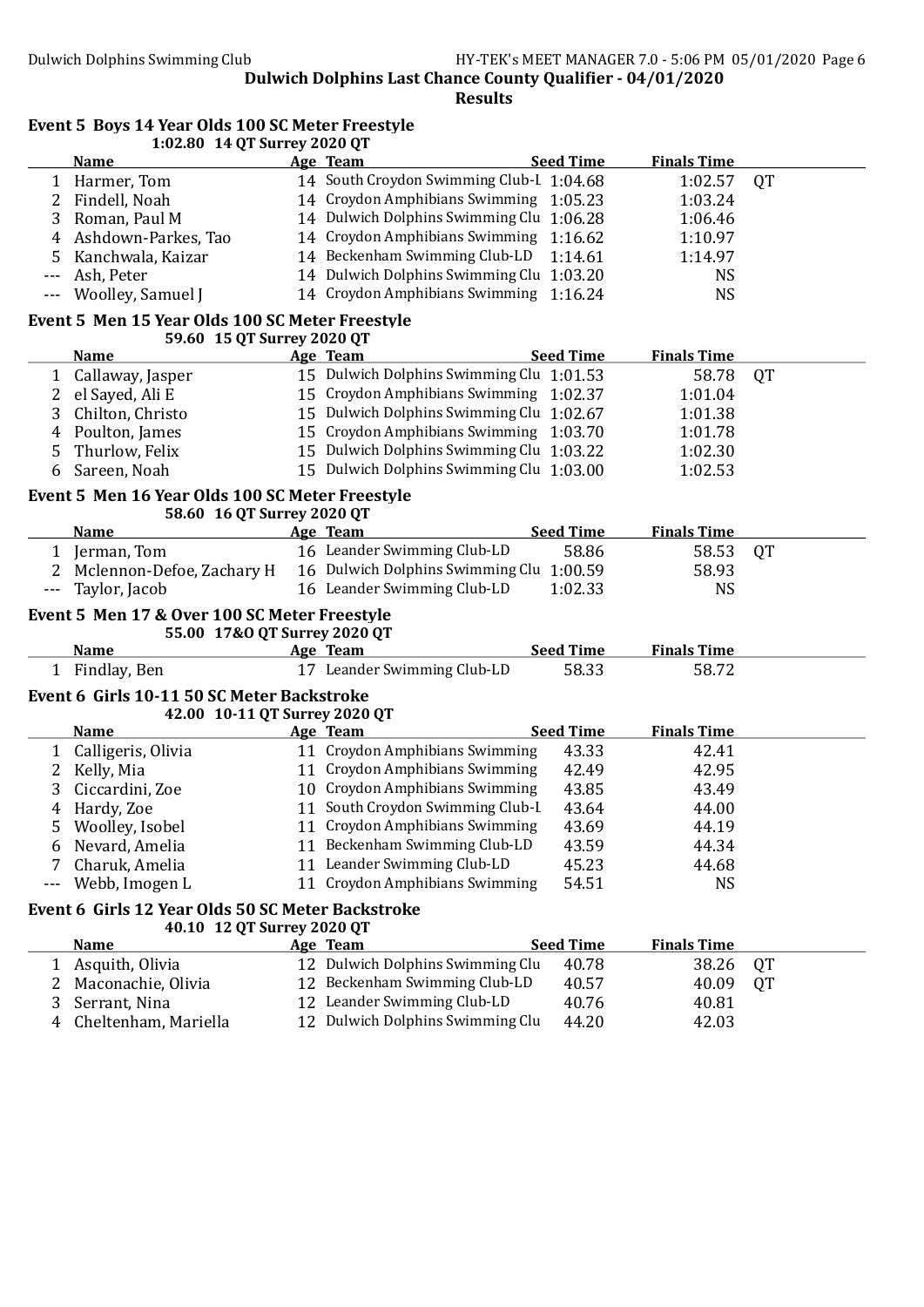# Dulwich Dolphins Last Chance County Qualifier - 04/01/2020

## Results

### Event 5 Boys 14 Year Olds 100 SC Meter Freestyle

1:02.80 14 QT Surrey 2020 QT

| | Name | Age | Team | Seed Time | Finals Time | |
|---|---|---|---|---|---|---|
| 1 | Harmer, Tom | 14 | South Croydon Swimming Club-L | 1:04.68 | 1:02.57 | QT |
| 2 | Findell, Noah | 14 | Croydon Amphibians Swimming | 1:05.23 | 1:03.24 | |
| 3 | Roman, Paul M | 14 | Dulwich Dolphins Swimming Clu | 1:06.28 | 1:06.46 | |
| 4 | Ashdown-Parkes, Tao | 14 | Croydon Amphibians Swimming | 1:16.62 | 1:10.97 | |
| 5 | Kanchwala, Kaizar | 14 | Beckenham Swimming Club-LD | 1:14.61 | 1:14.97 | |
| --- | Ash, Peter | 14 | Dulwich Dolphins Swimming Clu | 1:03.20 | NS | |
| --- | Woolley, Samuel J | 14 | Croydon Amphibians Swimming | 1:16.24 | NS | |

### Event 5 Men 15 Year Olds 100 SC Meter Freestyle

59.60 15 QT Surrey 2020 QT

| | Name | Age | Team | Seed Time | Finals Time | |
|---|---|---|---|---|---|---|
| 1 | Callaway, Jasper | 15 | Dulwich Dolphins Swimming Clu | 1:01.53 | 58.78 | QT |
| 2 | el Sayed, Ali E | 15 | Croydon Amphibians Swimming | 1:02.37 | 1:01.04 | |
| 3 | Chilton, Christo | 15 | Dulwich Dolphins Swimming Clu | 1:02.67 | 1:01.38 | |
| 4 | Poulton, James | 15 | Croydon Amphibians Swimming | 1:03.70 | 1:01.78 | |
| 5 | Thurlow, Felix | 15 | Dulwich Dolphins Swimming Clu | 1:03.22 | 1:02.30 | |
| 6 | Sareen, Noah | 15 | Dulwich Dolphins Swimming Clu | 1:03.00 | 1:02.53 | |

### Event 5 Men 16 Year Olds 100 SC Meter Freestyle

58.60 16 QT Surrey 2020 QT

| | Name | Age | Team | Seed Time | Finals Time | |
|---|---|---|---|---|---|---|
| 1 | Jerman, Tom | 16 | Leander Swimming Club-LD | 58.86 | 58.53 | QT |
| 2 | Mclennon-Defoe, Zachary H | 16 | Dulwich Dolphins Swimming Clu | 1:00.59 | 58.93 | |
| --- | Taylor, Jacob | 16 | Leander Swimming Club-LD | 1:02.33 | NS | |

### Event 5 Men 17 & Over 100 SC Meter Freestyle

55.00 17&O QT Surrey 2020 QT

| | Name | Age | Team | Seed Time | Finals Time |
|---|---|---|---|---|---|
| 1 | Findlay, Ben | 17 | Leander Swimming Club-LD | 58.33 | 58.72 |

### Event 6 Girls 10-11 50 SC Meter Backstroke

42.00 10-11 QT Surrey 2020 QT

| | Name | Age | Team | Seed Time | Finals Time |
|---|---|---|---|---|---|
| 1 | Calligeris, Olivia | 11 | Croydon Amphibians Swimming | 43.33 | 42.41 |
| 2 | Kelly, Mia | 11 | Croydon Amphibians Swimming | 42.49 | 42.95 |
| 3 | Ciccardini, Zoe | 10 | Croydon Amphibians Swimming | 43.85 | 43.49 |
| 4 | Hardy, Zoe | 11 | South Croydon Swimming Club-L | 43.64 | 44.00 |
| 5 | Woolley, Isobel | 11 | Croydon Amphibians Swimming | 43.69 | 44.19 |
| 6 | Nevard, Amelia | 11 | Beckenham Swimming Club-LD | 43.59 | 44.34 |
| 7 | Charuk, Amelia | 11 | Leander Swimming Club-LD | 45.23 | 44.68 |
| --- | Webb, Imogen L | 11 | Croydon Amphibians Swimming | 54.51 | NS |

### Event 6 Girls 12 Year Olds 50 SC Meter Backstroke

40.10 12 QT Surrey 2020 QT

| | Name | Age | Team | Seed Time | Finals Time | |
|---|---|---|---|---|---|---|
| 1 | Asquith, Olivia | 12 | Dulwich Dolphins Swimming Clu | 40.78 | 38.26 | QT |
| 2 | Maconachie, Olivia | 12 | Beckenham Swimming Club-LD | 40.57 | 40.09 | QT |
| 3 | Serrant, Nina | 12 | Leander Swimming Club-LD | 40.76 | 40.81 | |
| 4 | Cheltenham, Mariella | 12 | Dulwich Dolphins Swimming Clu | 44.20 | 42.03 | |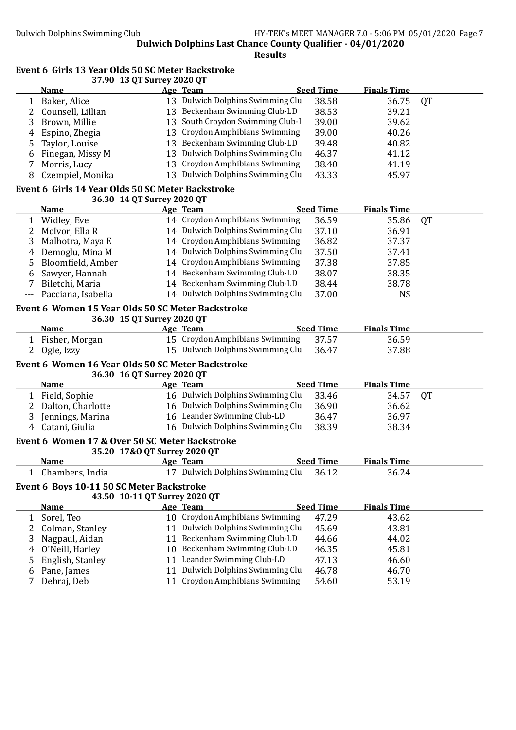## Dulwich Dolphins Last Chance County Qualifier - 04/01/2020

### Results

#### Event 6 Girls 13 Year Olds 50 SC Meter Backstroke

37.90 13 QT Surrey 2020 QT

| | Name | Age | Team | Seed Time | Finals Time | |
|---|---|---|---|---|---|---|
| 1 | Baker, Alice | 13 | Dulwich Dolphins Swimming Clu | 38.58 | 36.75 | QT |
| 2 | Counsell, Lillian | 13 | Beckenham Swimming Club-LD | 38.53 | 39.21 | |
| 3 | Brown, Millie | 13 | South Croydon Swimming Club-L | 39.00 | 39.62 | |
| 4 | Espino, Zhegia | 13 | Croydon Amphibians Swimming | 39.00 | 40.26 | |
| 5 | Taylor, Louise | 13 | Beckenham Swimming Club-LD | 39.48 | 40.82 | |
| 6 | Finegan, Missy M | 13 | Dulwich Dolphins Swimming Clu | 46.37 | 41.12 | |
| 7 | Morris, Lucy | 13 | Croydon Amphibians Swimming | 38.40 | 41.19 | |
| 8 | Czempiel, Monika | 13 | Dulwich Dolphins Swimming Clu | 43.33 | 45.97 | |

#### Event 6 Girls 14 Year Olds 50 SC Meter Backstroke

36.30 14 QT Surrey 2020 QT

| | Name | Age | Team | Seed Time | Finals Time | |
|---|---|---|---|---|---|---|
| 1 | Widley, Eve | 14 | Croydon Amphibians Swimming | 36.59 | 35.86 | QT |
| 2 | McIvor, Ella R | 14 | Dulwich Dolphins Swimming Clu | 37.10 | 36.91 | |
| 3 | Malhotra, Maya E | 14 | Croydon Amphibians Swimming | 36.82 | 37.37 | |
| 4 | Demoglu, Mina M | 14 | Dulwich Dolphins Swimming Clu | 37.50 | 37.41 | |
| 5 | Bloomfield, Amber | 14 | Croydon Amphibians Swimming | 37.38 | 37.85 | |
| 6 | Sawyer, Hannah | 14 | Beckenham Swimming Club-LD | 38.07 | 38.35 | |
| 7 | Biletchi, Maria | 14 | Beckenham Swimming Club-LD | 38.44 | 38.78 | |
| --- | Pacciana, Isabella | 14 | Dulwich Dolphins Swimming Clu | 37.00 | NS | |

#### Event 6 Women 15 Year Olds 50 SC Meter Backstroke

36.30 15 QT Surrey 2020 QT

| | Name | Age | Team | Seed Time | Finals Time |
|---|---|---|---|---|---|
| 1 | Fisher, Morgan | 15 | Croydon Amphibians Swimming | 37.57 | 36.59 |
| 2 | Ogle, Izzy | 15 | Dulwich Dolphins Swimming Clu | 36.47 | 37.88 |

#### Event 6 Women 16 Year Olds 50 SC Meter Backstroke

36.30 16 QT Surrey 2020 QT

| | Name | Age | Team | Seed Time | Finals Time | |
|---|---|---|---|---|---|---|
| 1 | Field, Sophie | 16 | Dulwich Dolphins Swimming Clu | 33.46 | 34.57 | QT |
| 2 | Dalton, Charlotte | 16 | Dulwich Dolphins Swimming Clu | 36.90 | 36.62 | |
| 3 | Jennings, Marina | 16 | Leander Swimming Club-LD | 36.47 | 36.97 | |
| 4 | Catani, Giulia | 16 | Dulwich Dolphins Swimming Clu | 38.39 | 38.34 | |

#### Event 6 Women 17 & Over 50 SC Meter Backstroke

35.20 17&O QT Surrey 2020 QT

| | Name | Age | Team | Seed Time | Finals Time |
|---|---|---|---|---|---|
| 1 | Chambers, India | 17 | Dulwich Dolphins Swimming Clu | 36.12 | 36.24 |

#### Event 6 Boys 10-11 50 SC Meter Backstroke

43.50 10-11 QT Surrey 2020 QT

| | Name | Age | Team | Seed Time | Finals Time |
|---|---|---|---|---|---|
| 1 | Sorel, Teo | 10 | Croydon Amphibians Swimming | 47.29 | 43.62 |
| 2 | Colman, Stanley | 11 | Dulwich Dolphins Swimming Clu | 45.69 | 43.81 |
| 3 | Nagpaul, Aidan | 11 | Beckenham Swimming Club-LD | 44.66 | 44.02 |
| 4 | O'Neill, Harley | 10 | Beckenham Swimming Club-LD | 46.35 | 45.81 |
| 5 | English, Stanley | 11 | Leander Swimming Club-LD | 47.13 | 46.60 |
| 6 | Pane, James | 11 | Dulwich Dolphins Swimming Clu | 46.78 | 46.70 |
| 7 | Debraj, Deb | 11 | Croydon Amphibians Swimming | 54.60 | 53.19 |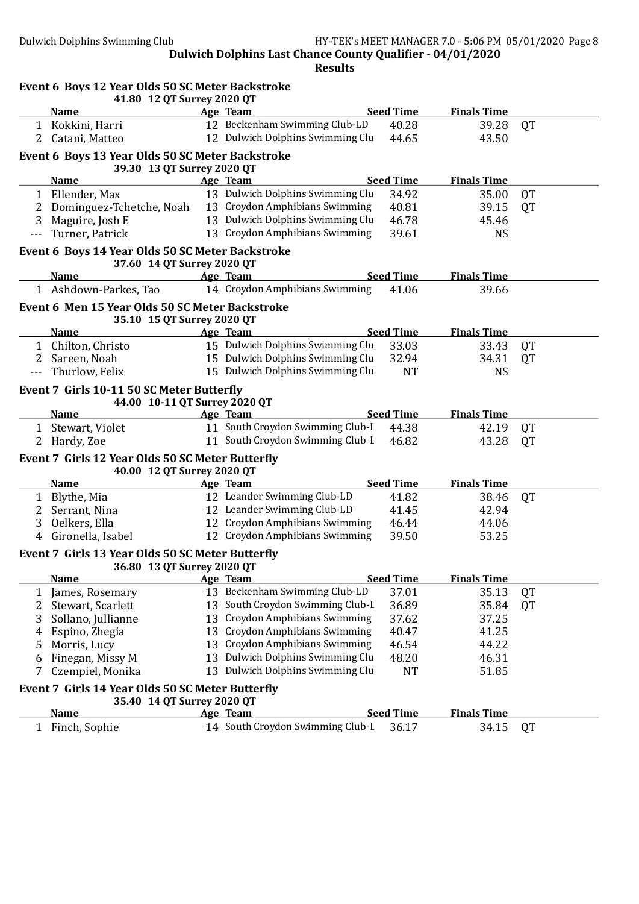**Dulwich Dolphins Last Chance County Qualifier - 04/01/2020**

**Results**

### Event 6 Boys 12 Year Olds 50 SC Meter Backstroke

41.80 12 QT Surrey 2020 QT

| | Name | Age | Team | Seed Time | Finals Time | |
|---|---|---|---|---|---|---|
| 1 | Kokkini, Harri | 12 | Beckenham Swimming Club-LD | 40.28 | 39.28 | QT |
| 2 | Catani, Matteo | 12 | Dulwich Dolphins Swimming Clu | 44.65 | 43.50 | |

### Event 6 Boys 13 Year Olds 50 SC Meter Backstroke

39.30 13 QT Surrey 2020 QT

| | Name | Age | Team | Seed Time | Finals Time | |
|---|---|---|---|---|---|---|
| 1 | Ellender, Max | 13 | Dulwich Dolphins Swimming Clu | 34.92 | 35.00 | QT |
| 2 | Dominguez-Tchetche, Noah | 13 | Croydon Amphibians Swimming | 40.81 | 39.15 | QT |
| 3 | Maguire, Josh E | 13 | Dulwich Dolphins Swimming Clu | 46.78 | 45.46 | |
| --- | Turner, Patrick | 13 | Croydon Amphibians Swimming | 39.61 | NS | |

### Event 6 Boys 14 Year Olds 50 SC Meter Backstroke

37.60 14 QT Surrey 2020 QT

| | Name | Age | Team | Seed Time | Finals Time |
|---|---|---|---|---|---|
| 1 | Ashdown-Parkes, Tao | 14 | Croydon Amphibians Swimming | 41.06 | 39.66 |

### Event 6 Men 15 Year Olds 50 SC Meter Backstroke

35.10 15 QT Surrey 2020 QT

| | Name | Age | Team | Seed Time | Finals Time | |
|---|---|---|---|---|---|---|
| 1 | Chilton, Christo | 15 | Dulwich Dolphins Swimming Clu | 33.03 | 33.43 | QT |
| 2 | Sareen, Noah | 15 | Dulwich Dolphins Swimming Clu | 32.94 | 34.31 | QT |
| --- | Thurlow, Felix | 15 | Dulwich Dolphins Swimming Clu | NT | NS | |

### Event 7 Girls 10-11 50 SC Meter Butterfly

44.00 10-11 QT Surrey 2020 QT

| | Name | Age | Team | Seed Time | Finals Time | |
|---|---|---|---|---|---|---|
| 1 | Stewart, Violet | 11 | South Croydon Swimming Club-L | 44.38 | 42.19 | QT |
| 2 | Hardy, Zoe | 11 | South Croydon Swimming Club-L | 46.82 | 43.28 | QT |

### Event 7 Girls 12 Year Olds 50 SC Meter Butterfly

40.00 12 QT Surrey 2020 QT

| | Name | Age | Team | Seed Time | Finals Time | |
|---|---|---|---|---|---|---|
| 1 | Blythe, Mia | 12 | Leander Swimming Club-LD | 41.82 | 38.46 | QT |
| 2 | Serrant, Nina | 12 | Leander Swimming Club-LD | 41.45 | 42.94 | |
| 3 | Oelkers, Ella | 12 | Croydon Amphibians Swimming | 46.44 | 44.06 | |
| 4 | Gironella, Isabel | 12 | Croydon Amphibians Swimming | 39.50 | 53.25 | |

### Event 7 Girls 13 Year Olds 50 SC Meter Butterfly

36.80 13 QT Surrey 2020 QT

| | Name | Age | Team | Seed Time | Finals Time | |
|---|---|---|---|---|---|---|
| 1 | James, Rosemary | 13 | Beckenham Swimming Club-LD | 37.01 | 35.13 | QT |
| 2 | Stewart, Scarlett | 13 | South Croydon Swimming Club-L | 36.89 | 35.84 | QT |
| 3 | Sollano, Jullianne | 13 | Croydon Amphibians Swimming | 37.62 | 37.25 | |
| 4 | Espino, Zhegia | 13 | Croydon Amphibians Swimming | 40.47 | 41.25 | |
| 5 | Morris, Lucy | 13 | Croydon Amphibians Swimming | 46.54 | 44.22 | |
| 6 | Finegan, Missy M | 13 | Dulwich Dolphins Swimming Clu | 48.20 | 46.31 | |
| 7 | Czempiel, Monika | 13 | Dulwich Dolphins Swimming Clu | NT | 51.85 | |

### Event 7 Girls 14 Year Olds 50 SC Meter Butterfly

35.40 14 QT Surrey 2020 QT

| | Name | Age | Team | Seed Time | Finals Time | |
|---|---|---|---|---|---|---|
| 1 | Finch, Sophie | 14 | South Croydon Swimming Club-L | 36.17 | 34.15 | QT |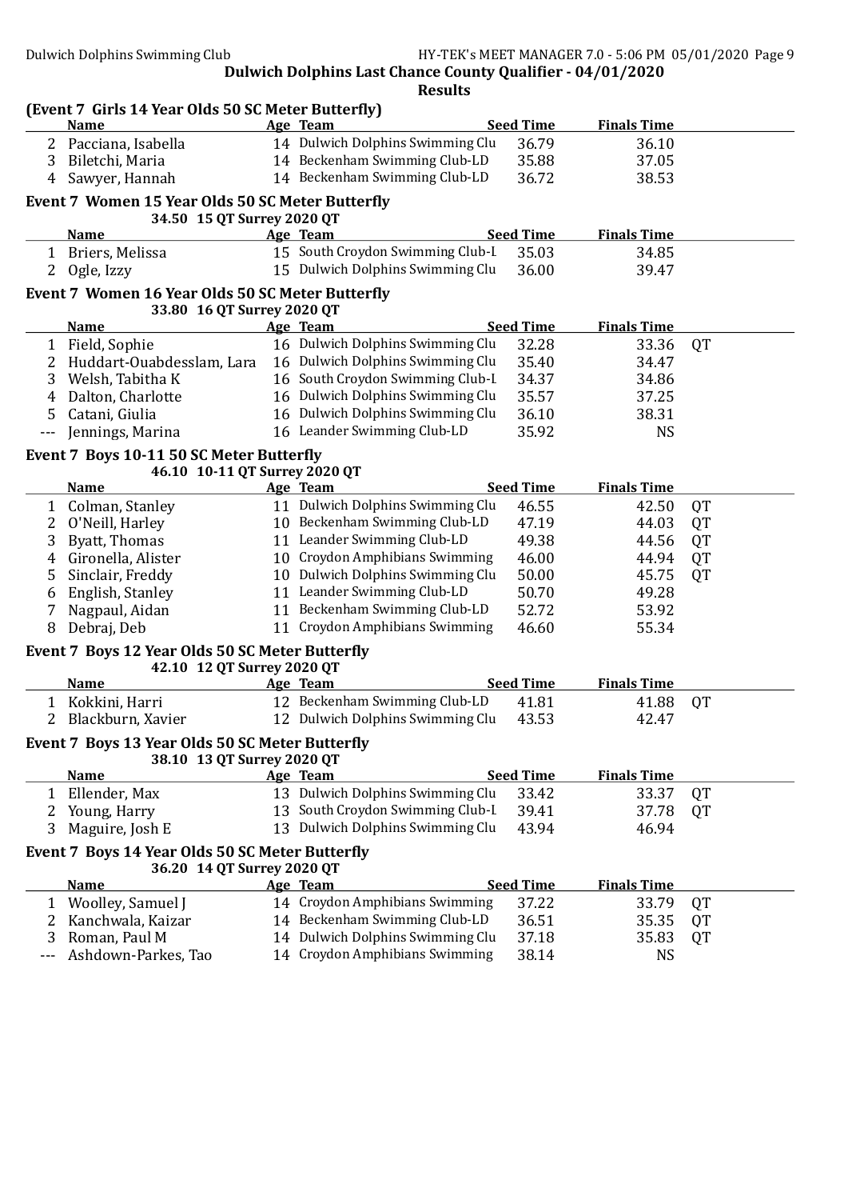## Dulwich Dolphins Last Chance County Qualifier - 04/01/2020

### Results

#### (Event 7 Girls 14 Year Olds 50 SC Meter Butterfly)

| | Name | Age | Team | Seed Time | Finals Time | |
|---|---|---|---|---|---|---|
| 2 | Pacciana, Isabella | 14 | Dulwich Dolphins Swimming Clu | 36.79 | 36.10 | |
| 3 | Biletchi, Maria | 14 | Beckenham Swimming Club-LD | 35.88 | 37.05 | |
| 4 | Sawyer, Hannah | 14 | Beckenham Swimming Club-LD | 36.72 | 38.53 | |

#### Event 7 Women 15 Year Olds 50 SC Meter Butterfly

34.50 15 QT Surrey 2020 QT

| | Name | Age | Team | Seed Time | Finals Time | |
|---|---|---|---|---|---|---|
| 1 | Briers, Melissa | 15 | South Croydon Swimming Club-L | 35.03 | 34.85 | |
| 2 | Ogle, Izzy | 15 | Dulwich Dolphins Swimming Clu | 36.00 | 39.47 | |

#### Event 7 Women 16 Year Olds 50 SC Meter Butterfly

33.80 16 QT Surrey 2020 QT

| | Name | Age | Team | Seed Time | Finals Time | |
|---|---|---|---|---|---|---|
| 1 | Field, Sophie | 16 | Dulwich Dolphins Swimming Clu | 32.28 | 33.36 | QT |
| 2 | Huddart-Ouabdesslam, Lara | 16 | Dulwich Dolphins Swimming Clu | 35.40 | 34.47 | |
| 3 | Welsh, Tabitha K | 16 | South Croydon Swimming Club-L | 34.37 | 34.86 | |
| 4 | Dalton, Charlotte | 16 | Dulwich Dolphins Swimming Clu | 35.57 | 37.25 | |
| 5 | Catani, Giulia | 16 | Dulwich Dolphins Swimming Clu | 36.10 | 38.31 | |
| --- | Jennings, Marina | 16 | Leander Swimming Club-LD | 35.92 | NS | |

#### Event 7 Boys 10-11 50 SC Meter Butterfly

46.10 10-11 QT Surrey 2020 QT

| | Name | Age | Team | Seed Time | Finals Time | |
|---|---|---|---|---|---|---|
| 1 | Colman, Stanley | 11 | Dulwich Dolphins Swimming Clu | 46.55 | 42.50 | QT |
| 2 | O'Neill, Harley | 10 | Beckenham Swimming Club-LD | 47.19 | 44.03 | QT |
| 3 | Byatt, Thomas | 11 | Leander Swimming Club-LD | 49.38 | 44.56 | QT |
| 4 | Gironella, Alister | 10 | Croydon Amphibians Swimming | 46.00 | 44.94 | QT |
| 5 | Sinclair, Freddy | 10 | Dulwich Dolphins Swimming Clu | 50.00 | 45.75 | QT |
| 6 | English, Stanley | 11 | Leander Swimming Club-LD | 50.70 | 49.28 | |
| 7 | Nagpaul, Aidan | 11 | Beckenham Swimming Club-LD | 52.72 | 53.92 | |
| 8 | Debraj, Deb | 11 | Croydon Amphibians Swimming | 46.60 | 55.34 | |

#### Event 7 Boys 12 Year Olds 50 SC Meter Butterfly

42.10 12 QT Surrey 2020 QT

| | Name | Age | Team | Seed Time | Finals Time | |
|---|---|---|---|---|---|---|
| 1 | Kokkini, Harri | 12 | Beckenham Swimming Club-LD | 41.81 | 41.88 | QT |
| 2 | Blackburn, Xavier | 12 | Dulwich Dolphins Swimming Clu | 43.53 | 42.47 | |

#### Event 7 Boys 13 Year Olds 50 SC Meter Butterfly

38.10 13 QT Surrey 2020 QT

| | Name | Age | Team | Seed Time | Finals Time | |
|---|---|---|---|---|---|---|
| 1 | Ellender, Max | 13 | Dulwich Dolphins Swimming Clu | 33.42 | 33.37 | QT |
| 2 | Young, Harry | 13 | South Croydon Swimming Club-L | 39.41 | 37.78 | QT |
| 3 | Maguire, Josh E | 13 | Dulwich Dolphins Swimming Clu | 43.94 | 46.94 | |

#### Event 7 Boys 14 Year Olds 50 SC Meter Butterfly

36.20 14 QT Surrey 2020 QT

| | Name | Age | Team | Seed Time | Finals Time | |
|---|---|---|---|---|---|---|
| 1 | Woolley, Samuel J | 14 | Croydon Amphibians Swimming | 37.22 | 33.79 | QT |
| 2 | Kanchwala, Kaizar | 14 | Beckenham Swimming Club-LD | 36.51 | 35.35 | QT |
| 3 | Roman, Paul M | 14 | Dulwich Dolphins Swimming Clu | 37.18 | 35.83 | QT |
| --- | Ashdown-Parkes, Tao | 14 | Croydon Amphibians Swimming | 38.14 | NS | |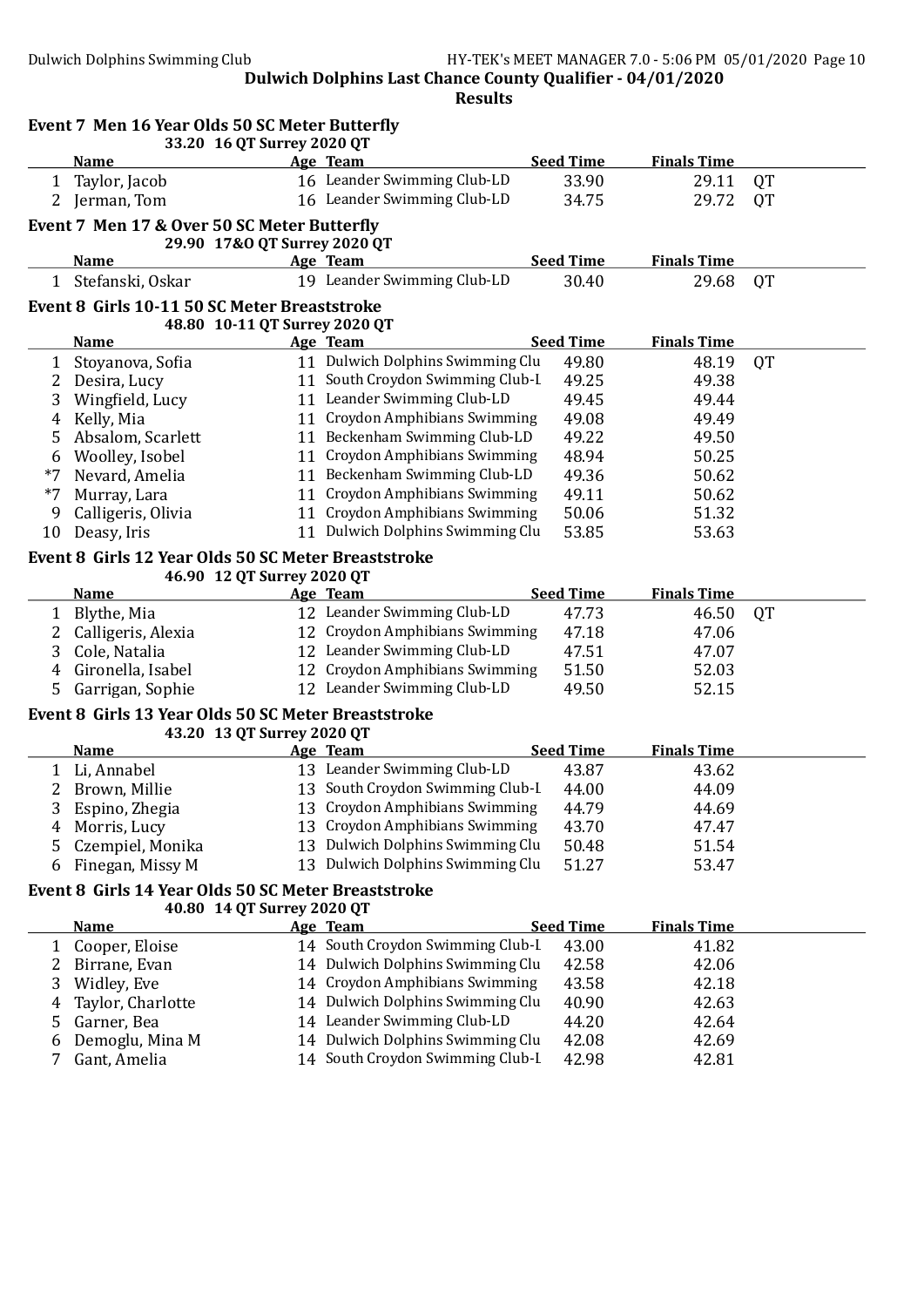Dulwich Dolphins Last Chance County Qualifier - 04/01/2020

Results

### Event 7 Men 16 Year Olds 50 SC Meter Butterfly

33.20 16 QT Surrey 2020 QT

| | Name | Age | Team | Seed Time | Finals Time | |
|---|---|---|---|---|---|---|
| 1 | Taylor, Jacob | 16 | Leander Swimming Club-LD | 33.90 | 29.11 | QT |
| 2 | Jerman, Tom | 16 | Leander Swimming Club-LD | 34.75 | 29.72 | QT |

### Event 7 Men 17 & Over 50 SC Meter Butterfly

29.90 17&O QT Surrey 2020 QT

| | Name | Age | Team | Seed Time | Finals Time | |
|---|---|---|---|---|---|---|
| 1 | Stefanski, Oskar | 19 | Leander Swimming Club-LD | 30.40 | 29.68 | QT |

### Event 8 Girls 10-11 50 SC Meter Breaststroke

48.80 10-11 QT Surrey 2020 QT

| | Name | Age | Team | Seed Time | Finals Time | |
|---|---|---|---|---|---|---|
| 1 | Stoyanova, Sofia | 11 | Dulwich Dolphins Swimming Clu | 49.80 | 48.19 | QT |
| 2 | Desira, Lucy | 11 | South Croydon Swimming Club-L | 49.25 | 49.38 | |
| 3 | Wingfield, Lucy | 11 | Leander Swimming Club-LD | 49.45 | 49.44 | |
| 4 | Kelly, Mia | 11 | Croydon Amphibians Swimming | 49.08 | 49.49 | |
| 5 | Absalom, Scarlett | 11 | Beckenham Swimming Club-LD | 49.22 | 49.50 | |
| 6 | Woolley, Isobel | 11 | Croydon Amphibians Swimming | 48.94 | 50.25 | |
| *7 | Nevard, Amelia | 11 | Beckenham Swimming Club-LD | 49.36 | 50.62 | |
| *7 | Murray, Lara | 11 | Croydon Amphibians Swimming | 49.11 | 50.62 | |
| 9 | Calligeris, Olivia | 11 | Croydon Amphibians Swimming | 50.06 | 51.32 | |
| 10 | Deasy, Iris | 11 | Dulwich Dolphins Swimming Clu | 53.85 | 53.63 | |

### Event 8 Girls 12 Year Olds 50 SC Meter Breaststroke

46.90 12 QT Surrey 2020 QT

| | Name | Age | Team | Seed Time | Finals Time | |
|---|---|---|---|---|---|---|
| 1 | Blythe, Mia | 12 | Leander Swimming Club-LD | 47.73 | 46.50 | QT |
| 2 | Calligeris, Alexia | 12 | Croydon Amphibians Swimming | 47.18 | 47.06 | |
| 3 | Cole, Natalia | 12 | Leander Swimming Club-LD | 47.51 | 47.07 | |
| 4 | Gironella, Isabel | 12 | Croydon Amphibians Swimming | 51.50 | 52.03 | |
| 5 | Garrigan, Sophie | 12 | Leander Swimming Club-LD | 49.50 | 52.15 | |

### Event 8 Girls 13 Year Olds 50 SC Meter Breaststroke

43.20 13 QT Surrey 2020 QT

| | Name | Age | Team | Seed Time | Finals Time |
|---|---|---|---|---|---|
| 1 | Li, Annabel | 13 | Leander Swimming Club-LD | 43.87 | 43.62 |
| 2 | Brown, Millie | 13 | South Croydon Swimming Club-L | 44.00 | 44.09 |
| 3 | Espino, Zhegia | 13 | Croydon Amphibians Swimming | 44.79 | 44.69 |
| 4 | Morris, Lucy | 13 | Croydon Amphibians Swimming | 43.70 | 47.47 |
| 5 | Czempiel, Monika | 13 | Dulwich Dolphins Swimming Clu | 50.48 | 51.54 |
| 6 | Finegan, Missy M | 13 | Dulwich Dolphins Swimming Clu | 51.27 | 53.47 |

### Event 8 Girls 14 Year Olds 50 SC Meter Breaststroke

40.80 14 QT Surrey 2020 QT

| | Name | Age | Team | Seed Time | Finals Time |
|---|---|---|---|---|---|
| 1 | Cooper, Eloise | 14 | South Croydon Swimming Club-L | 43.00 | 41.82 |
| 2 | Birrane, Evan | 14 | Dulwich Dolphins Swimming Clu | 42.58 | 42.06 |
| 3 | Widley, Eve | 14 | Croydon Amphibians Swimming | 43.58 | 42.18 |
| 4 | Taylor, Charlotte | 14 | Dulwich Dolphins Swimming Clu | 40.90 | 42.63 |
| 5 | Garner, Bea | 14 | Leander Swimming Club-LD | 44.20 | 42.64 |
| 6 | Demoglu, Mina M | 14 | Dulwich Dolphins Swimming Clu | 42.08 | 42.69 |
| 7 | Gant, Amelia | 14 | South Croydon Swimming Club-L | 42.98 | 42.81 |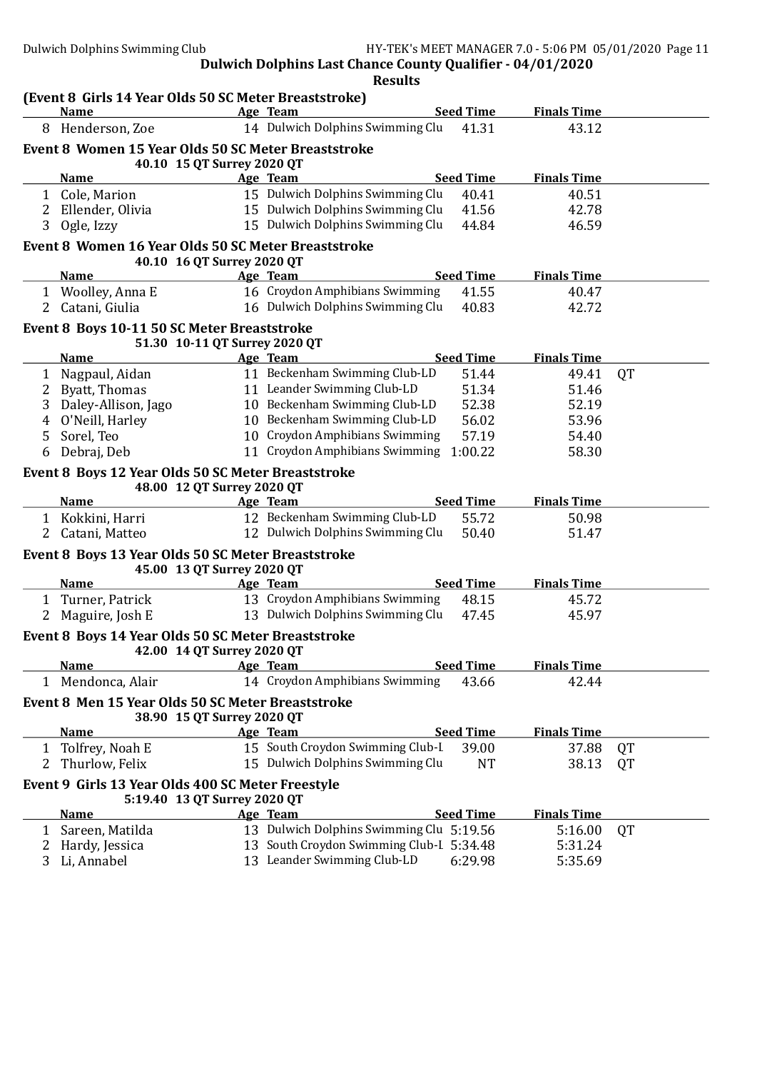**Dulwich Dolphins Last Chance County Qualifier - 04/01/2020**

**Results**

### (Event 8 Girls 14 Year Olds 50 SC Meter Breaststroke)

| | Name | Age | Team | Seed Time | Finals Time | |
|---|---|---|---|---|---|---|
| 8 | Henderson, Zoe | 14 | Dulwich Dolphins Swimming Clu | 41.31 | 43.12 | |

### Event 8 Women 15 Year Olds 50 SC Meter Breaststroke

40.10 15 QT Surrey 2020 QT

| | Name | Age | Team | Seed Time | Finals Time | |
|---|---|---|---|---|---|---|
| 1 | Cole, Marion | 15 | Dulwich Dolphins Swimming Clu | 40.41 | 40.51 | |
| 2 | Ellender, Olivia | 15 | Dulwich Dolphins Swimming Clu | 41.56 | 42.78 | |
| 3 | Ogle, Izzy | 15 | Dulwich Dolphins Swimming Clu | 44.84 | 46.59 | |

### Event 8 Women 16 Year Olds 50 SC Meter Breaststroke

40.10 16 QT Surrey 2020 QT

| | Name | Age | Team | Seed Time | Finals Time | |
|---|---|---|---|---|---|---|
| 1 | Woolley, Anna E | 16 | Croydon Amphibians Swimming | 41.55 | 40.47 | |
| 2 | Catani, Giulia | 16 | Dulwich Dolphins Swimming Clu | 40.83 | 42.72 | |

### Event 8 Boys 10-11 50 SC Meter Breaststroke

51.30 10-11 QT Surrey 2020 QT

| | Name | Age | Team | Seed Time | Finals Time | |
|---|---|---|---|---|---|---|
| 1 | Nagpaul, Aidan | 11 | Beckenham Swimming Club-LD | 51.44 | 49.41 | QT |
| 2 | Byatt, Thomas | 11 | Leander Swimming Club-LD | 51.34 | 51.46 | |
| 3 | Daley-Allison, Jago | 10 | Beckenham Swimming Club-LD | 52.38 | 52.19 | |
| 4 | O'Neill, Harley | 10 | Beckenham Swimming Club-LD | 56.02 | 53.96 | |
| 5 | Sorel, Teo | 10 | Croydon Amphibians Swimming | 57.19 | 54.40 | |
| 6 | Debraj, Deb | 11 | Croydon Amphibians Swimming | 1:00.22 | 58.30 | |

### Event 8 Boys 12 Year Olds 50 SC Meter Breaststroke

48.00 12 QT Surrey 2020 QT

| | Name | Age | Team | Seed Time | Finals Time | |
|---|---|---|---|---|---|---|
| 1 | Kokkini, Harri | 12 | Beckenham Swimming Club-LD | 55.72 | 50.98 | |
| 2 | Catani, Matteo | 12 | Dulwich Dolphins Swimming Clu | 50.40 | 51.47 | |

### Event 8 Boys 13 Year Olds 50 SC Meter Breaststroke

45.00 13 QT Surrey 2020 QT

| | Name | Age | Team | Seed Time | Finals Time | |
|---|---|---|---|---|---|---|
| 1 | Turner, Patrick | 13 | Croydon Amphibians Swimming | 48.15 | 45.72 | |
| 2 | Maguire, Josh E | 13 | Dulwich Dolphins Swimming Clu | 47.45 | 45.97 | |

### Event 8 Boys 14 Year Olds 50 SC Meter Breaststroke

42.00 14 QT Surrey 2020 QT

| | Name | Age | Team | Seed Time | Finals Time | |
|---|---|---|---|---|---|---|
| 1 | Mendonca, Alair | 14 | Croydon Amphibians Swimming | 43.66 | 42.44 | |

### Event 8 Men 15 Year Olds 50 SC Meter Breaststroke

38.90 15 QT Surrey 2020 QT

| | Name | Age | Team | Seed Time | Finals Time | |
|---|---|---|---|---|---|---|
| 1 | Tolfrey, Noah E | 15 | South Croydon Swimming Club-L | 39.00 | 37.88 | QT |
| 2 | Thurlow, Felix | 15 | Dulwich Dolphins Swimming Clu | NT | 38.13 | QT |

### Event 9 Girls 13 Year Olds 400 SC Meter Freestyle

5:19.40 13 QT Surrey 2020 QT

| | Name | Age | Team | Seed Time | Finals Time | |
|---|---|---|---|---|---|---|
| 1 | Sareen, Matilda | 13 | Dulwich Dolphins Swimming Clu | 5:19.56 | 5:16.00 | QT |
| 2 | Hardy, Jessica | 13 | South Croydon Swimming Club-L | 5:34.48 | 5:31.24 | |
| 3 | Li, Annabel | 13 | Leander Swimming Club-LD | 6:29.98 | 5:35.69 | |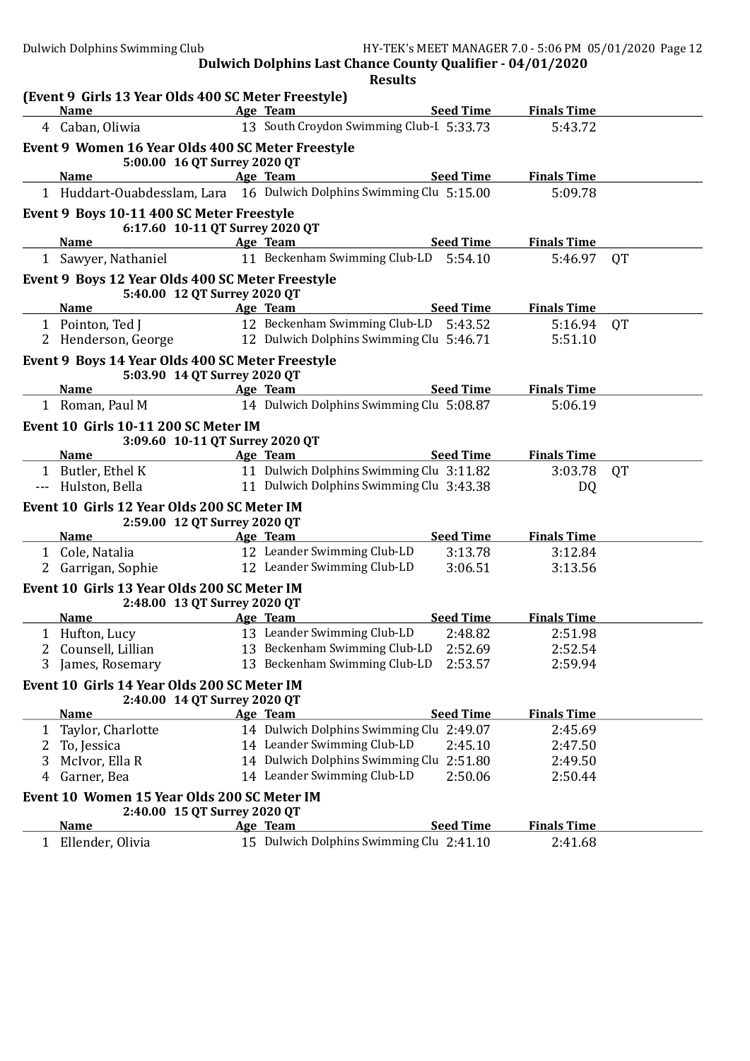# Dulwich Dolphins Last Chance County Qualifier - 04/01/2020

## Results

### (Event 9 Girls 13 Year Olds 400 SC Meter Freestyle)

| | Name | Age | Team | Seed Time | Finals Time | |
|---|---|---|---|---|---|---|
| 4 | Caban, Oliwia | 13 | South Croydon Swimming Club-L | 5:33.73 | 5:43.72 | |

### Event 9 Women 16 Year Olds 400 SC Meter Freestyle

5:00.00 16 QT Surrey 2020 QT

| | Name | Age | Team | Seed Time | Finals Time | |
|---|---|---|---|---|---|---|
| 1 | Huddart-Ouabdesslam, Lara | 16 | Dulwich Dolphins Swimming Clu | 5:15.00 | 5:09.78 | |

### Event 9 Boys 10-11 400 SC Meter Freestyle

6:17.60 10-11 QT Surrey 2020 QT

| | Name | Age | Team | Seed Time | Finals Time | |
|---|---|---|---|---|---|---|
| 1 | Sawyer, Nathaniel | 11 | Beckenham Swimming Club-LD | 5:54.10 | 5:46.97 | QT |

### Event 9 Boys 12 Year Olds 400 SC Meter Freestyle

5:40.00 12 QT Surrey 2020 QT

| | Name | Age | Team | Seed Time | Finals Time | |
|---|---|---|---|---|---|---|
| 1 | Pointon, Ted J | 12 | Beckenham Swimming Club-LD | 5:43.52 | 5:16.94 | QT |
| 2 | Henderson, George | 12 | Dulwich Dolphins Swimming Clu | 5:46.71 | 5:51.10 | |

### Event 9 Boys 14 Year Olds 400 SC Meter Freestyle

5:03.90 14 QT Surrey 2020 QT

| | Name | Age | Team | Seed Time | Finals Time | |
|---|---|---|---|---|---|---|
| 1 | Roman, Paul M | 14 | Dulwich Dolphins Swimming Clu | 5:08.87 | 5:06.19 | |

### Event 10 Girls 10-11 200 SC Meter IM

3:09.60 10-11 QT Surrey 2020 QT

| | Name | Age | Team | Seed Time | Finals Time | |
|---|---|---|---|---|---|---|
| 1 | Butler, Ethel K | 11 | Dulwich Dolphins Swimming Clu | 3:11.82 | 3:03.78 | QT |
| --- | Hulston, Bella | 11 | Dulwich Dolphins Swimming Clu | 3:43.38 | DQ | |

### Event 10 Girls 12 Year Olds 200 SC Meter IM

2:59.00 12 QT Surrey 2020 QT

| | Name | Age | Team | Seed Time | Finals Time | |
|---|---|---|---|---|---|---|
| 1 | Cole, Natalia | 12 | Leander Swimming Club-LD | 3:13.78 | 3:12.84 | |
| 2 | Garrigan, Sophie | 12 | Leander Swimming Club-LD | 3:06.51 | 3:13.56 | |

### Event 10 Girls 13 Year Olds 200 SC Meter IM

2:48.00 13 QT Surrey 2020 QT

| | Name | Age | Team | Seed Time | Finals Time | |
|---|---|---|---|---|---|---|
| 1 | Hufton, Lucy | 13 | Leander Swimming Club-LD | 2:48.82 | 2:51.98 | |
| 2 | Counsell, Lillian | 13 | Beckenham Swimming Club-LD | 2:52.69 | 2:52.54 | |
| 3 | James, Rosemary | 13 | Beckenham Swimming Club-LD | 2:53.57 | 2:59.94 | |

### Event 10 Girls 14 Year Olds 200 SC Meter IM

2:40.00 14 QT Surrey 2020 QT

| | Name | Age | Team | Seed Time | Finals Time | |
|---|---|---|---|---|---|---|
| 1 | Taylor, Charlotte | 14 | Dulwich Dolphins Swimming Clu | 2:49.07 | 2:45.69 | |
| 2 | To, Jessica | 14 | Leander Swimming Club-LD | 2:45.10 | 2:47.50 | |
| 3 | McIvor, Ella R | 14 | Dulwich Dolphins Swimming Clu | 2:51.80 | 2:49.50 | |
| 4 | Garner, Bea | 14 | Leander Swimming Club-LD | 2:50.06 | 2:50.44 | |

### Event 10 Women 15 Year Olds 200 SC Meter IM

2:40.00 15 QT Surrey 2020 QT

| | Name | Age | Team | Seed Time | Finals Time | |
|---|---|---|---|---|---|---|
| 1 | Ellender, Olivia | 15 | Dulwich Dolphins Swimming Clu | 2:41.10 | 2:41.68 | |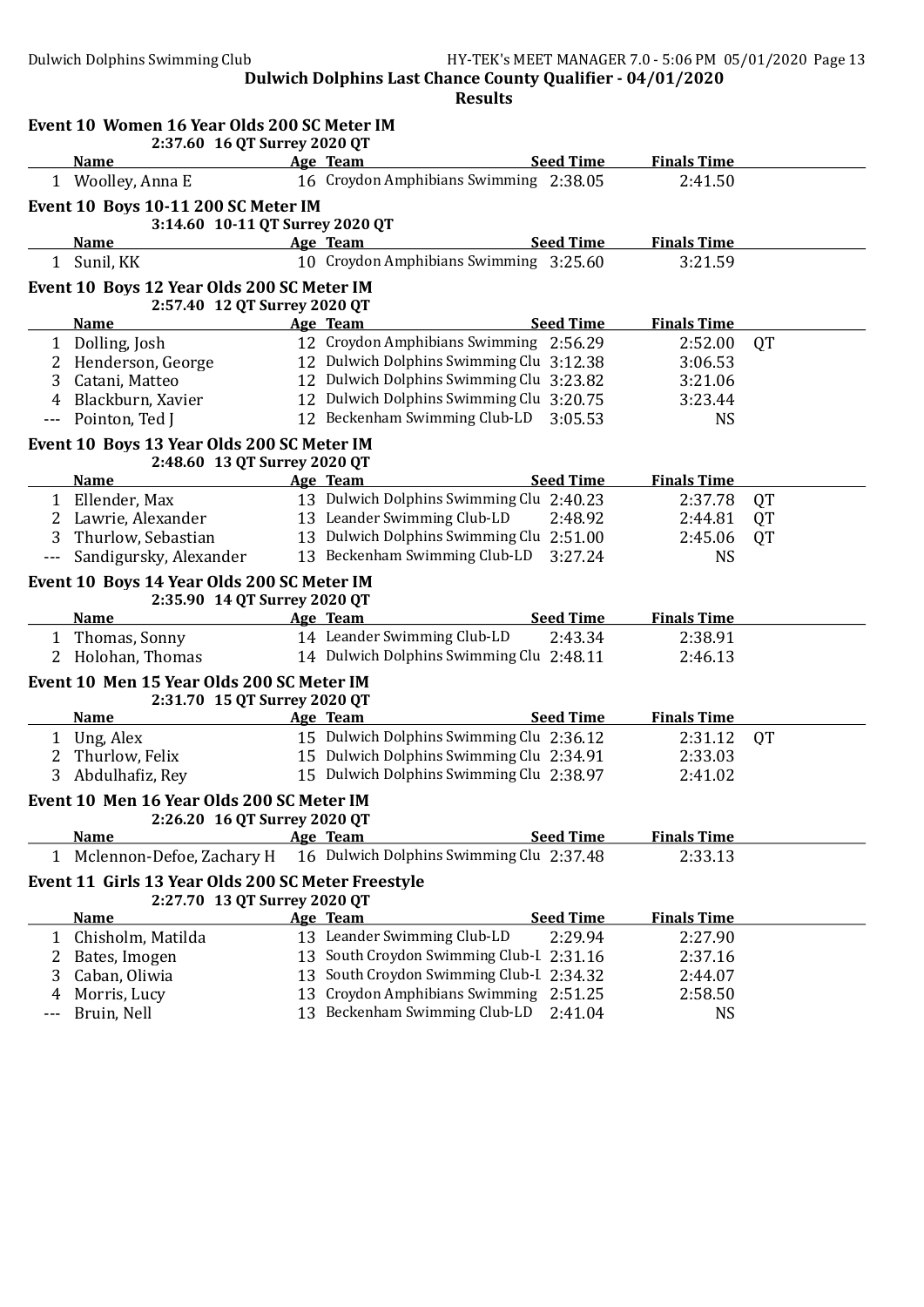# Dulwich Dolphins Last Chance County Qualifier - 04/01/2020

## Results

### Event 10 Women 16 Year Olds 200 SC Meter IM

2:37.60 16 QT Surrey 2020 QT

| | Name | Age | Team | Seed Time | Finals Time | |
|---|---|---|---|---|---|---|
| 1 | Woolley, Anna E | 16 | Croydon Amphibians Swimming | 2:38.05 | 2:41.50 | |

### Event 10 Boys 10-11 200 SC Meter IM

3:14.60 10-11 QT Surrey 2020 QT

| | Name | Age | Team | Seed Time | Finals Time | |
|---|---|---|---|---|---|---|
| 1 | Sunil, KK | 10 | Croydon Amphibians Swimming | 3:25.60 | 3:21.59 | |

### Event 10 Boys 12 Year Olds 200 SC Meter IM

2:57.40 12 QT Surrey 2020 QT

| | Name | Age | Team | Seed Time | Finals Time | |
|---|---|---|---|---|---|---|
| 1 | Dolling, Josh | 12 | Croydon Amphibians Swimming | 2:56.29 | 2:52.00 | QT |
| 2 | Henderson, George | 12 | Dulwich Dolphins Swimming Clu | 3:12.38 | 3:06.53 | |
| 3 | Catani, Matteo | 12 | Dulwich Dolphins Swimming Clu | 3:23.82 | 3:21.06 | |
| 4 | Blackburn, Xavier | 12 | Dulwich Dolphins Swimming Clu | 3:20.75 | 3:23.44 | |
| --- | Pointon, Ted J | 12 | Beckenham Swimming Club-LD | 3:05.53 | NS | |

### Event 10 Boys 13 Year Olds 200 SC Meter IM

2:48.60 13 QT Surrey 2020 QT

| | Name | Age | Team | Seed Time | Finals Time | |
|---|---|---|---|---|---|---|
| 1 | Ellender, Max | 13 | Dulwich Dolphins Swimming Clu | 2:40.23 | 2:37.78 | QT |
| 2 | Lawrie, Alexander | 13 | Leander Swimming Club-LD | 2:48.92 | 2:44.81 | QT |
| 3 | Thurlow, Sebastian | 13 | Dulwich Dolphins Swimming Clu | 2:51.00 | 2:45.06 | QT |
| --- | Sandigursky, Alexander | 13 | Beckenham Swimming Club-LD | 3:27.24 | NS | |

### Event 10 Boys 14 Year Olds 200 SC Meter IM

2:35.90 14 QT Surrey 2020 QT

| | Name | Age | Team | Seed Time | Finals Time | |
|---|---|---|---|---|---|---|
| 1 | Thomas, Sonny | 14 | Leander Swimming Club-LD | 2:43.34 | 2:38.91 | |
| 2 | Holohan, Thomas | 14 | Dulwich Dolphins Swimming Clu | 2:48.11 | 2:46.13 | |

### Event 10 Men 15 Year Olds 200 SC Meter IM

2:31.70 15 QT Surrey 2020 QT

| | Name | Age | Team | Seed Time | Finals Time | |
|---|---|---|---|---|---|---|
| 1 | Ung, Alex | 15 | Dulwich Dolphins Swimming Clu | 2:36.12 | 2:31.12 | QT |
| 2 | Thurlow, Felix | 15 | Dulwich Dolphins Swimming Clu | 2:34.91 | 2:33.03 | |
| 3 | Abdulhafiz, Rey | 15 | Dulwich Dolphins Swimming Clu | 2:38.97 | 2:41.02 | |

### Event 10 Men 16 Year Olds 200 SC Meter IM

2:26.20 16 QT Surrey 2020 QT

| | Name | Age | Team | Seed Time | Finals Time | |
|---|---|---|---|---|---|---|
| 1 | Mclennon-Defoe, Zachary H | 16 | Dulwich Dolphins Swimming Clu | 2:37.48 | 2:33.13 | |

### Event 11 Girls 13 Year Olds 200 SC Meter Freestyle

2:27.70 13 QT Surrey 2020 QT

| | Name | Age | Team | Seed Time | Finals Time | |
|---|---|---|---|---|---|---|
| 1 | Chisholm, Matilda | 13 | Leander Swimming Club-LD | 2:29.94 | 2:27.90 | |
| 2 | Bates, Imogen | 13 | South Croydon Swimming Club-L | 2:31.16 | 2:37.16 | |
| 3 | Caban, Oliwia | 13 | South Croydon Swimming Club-L | 2:34.32 | 2:44.07 | |
| 4 | Morris, Lucy | 13 | Croydon Amphibians Swimming | 2:51.25 | 2:58.50 | |
| --- | Bruin, Nell | 13 | Beckenham Swimming Club-LD | 2:41.04 | NS | |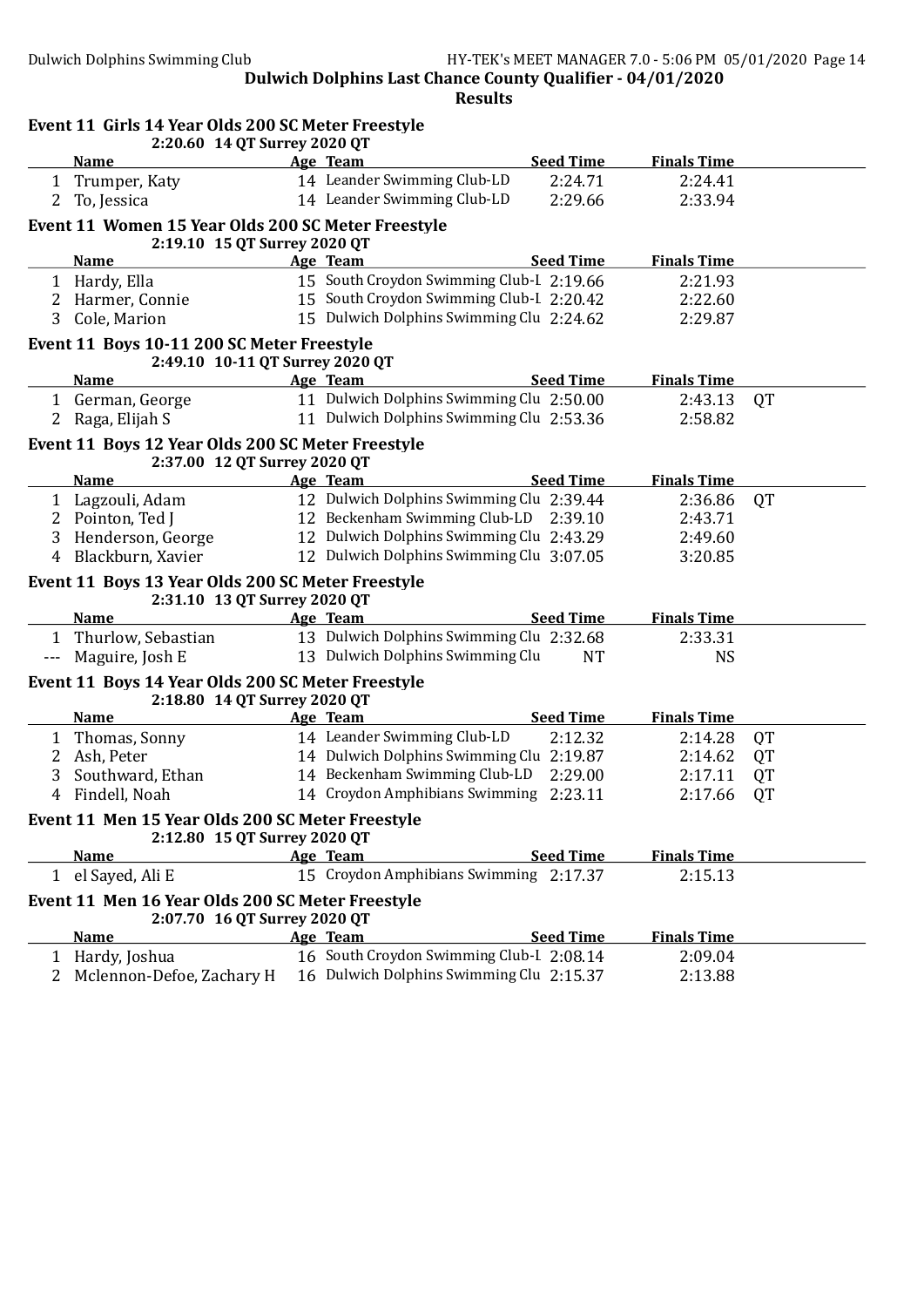**Dulwich Dolphins Last Chance County Qualifier - 04/01/2020**

**Results**

### Event 11 Girls 14 Year Olds 200 SC Meter Freestyle

2:20.60 14 QT Surrey 2020 QT

| | Name | Age | Team | Seed Time | Finals Time | |
|---|---|---|---|---|---|---|
| 1 | Trumper, Katy | 14 | Leander Swimming Club-LD | 2:24.71 | 2:24.41 | |
| 2 | To, Jessica | 14 | Leander Swimming Club-LD | 2:29.66 | 2:33.94 | |

### Event 11 Women 15 Year Olds 200 SC Meter Freestyle

2:19.10 15 QT Surrey 2020 QT

| | Name | Age | Team | Seed Time | Finals Time | |
|---|---|---|---|---|---|---|
| 1 | Hardy, Ella | 15 | South Croydon Swimming Club-L | 2:19.66 | 2:21.93 | |
| 2 | Harmer, Connie | 15 | South Croydon Swimming Club-L | 2:20.42 | 2:22.60 | |
| 3 | Cole, Marion | 15 | Dulwich Dolphins Swimming Clu | 2:24.62 | 2:29.87 | |

### Event 11 Boys 10-11 200 SC Meter Freestyle

2:49.10 10-11 QT Surrey 2020 QT

| | Name | Age | Team | Seed Time | Finals Time | |
|---|---|---|---|---|---|---|
| 1 | German, George | 11 | Dulwich Dolphins Swimming Clu | 2:50.00 | 2:43.13 | QT |
| 2 | Raga, Elijah S | 11 | Dulwich Dolphins Swimming Clu | 2:53.36 | 2:58.82 | |

### Event 11 Boys 12 Year Olds 200 SC Meter Freestyle

2:37.00 12 QT Surrey 2020 QT

| | Name | Age | Team | Seed Time | Finals Time | |
|---|---|---|---|---|---|---|
| 1 | Lagzouli, Adam | 12 | Dulwich Dolphins Swimming Clu | 2:39.44 | 2:36.86 | QT |
| 2 | Pointon, Ted J | 12 | Beckenham Swimming Club-LD | 2:39.10 | 2:43.71 | |
| 3 | Henderson, George | 12 | Dulwich Dolphins Swimming Clu | 2:43.29 | 2:49.60 | |
| 4 | Blackburn, Xavier | 12 | Dulwich Dolphins Swimming Clu | 3:07.05 | 3:20.85 | |

### Event 11 Boys 13 Year Olds 200 SC Meter Freestyle

2:31.10 13 QT Surrey 2020 QT

| | Name | Age | Team | Seed Time | Finals Time | |
|---|---|---|---|---|---|---|
| 1 | Thurlow, Sebastian | 13 | Dulwich Dolphins Swimming Clu | 2:32.68 | 2:33.31 | |
| --- | Maguire, Josh E | 13 | Dulwich Dolphins Swimming Clu | NT | NS | |

### Event 11 Boys 14 Year Olds 200 SC Meter Freestyle

2:18.80 14 QT Surrey 2020 QT

| | Name | Age | Team | Seed Time | Finals Time | |
|---|---|---|---|---|---|---|
| 1 | Thomas, Sonny | 14 | Leander Swimming Club-LD | 2:12.32 | 2:14.28 | QT |
| 2 | Ash, Peter | 14 | Dulwich Dolphins Swimming Clu | 2:19.87 | 2:14.62 | QT |
| 3 | Southward, Ethan | 14 | Beckenham Swimming Club-LD | 2:29.00 | 2:17.11 | QT |
| 4 | Findell, Noah | 14 | Croydon Amphibians Swimming | 2:23.11 | 2:17.66 | QT |

### Event 11 Men 15 Year Olds 200 SC Meter Freestyle

2:12.80 15 QT Surrey 2020 QT

| | Name | Age | Team | Seed Time | Finals Time | |
|---|---|---|---|---|---|---|
| 1 | el Sayed, Ali E | 15 | Croydon Amphibians Swimming | 2:17.37 | 2:15.13 | |

### Event 11 Men 16 Year Olds 200 SC Meter Freestyle

2:07.70 16 QT Surrey 2020 QT

| | Name | Age | Team | Seed Time | Finals Time | |
|---|---|---|---|---|---|---|
| 1 | Hardy, Joshua | 16 | South Croydon Swimming Club-L | 2:08.14 | 2:09.04 | |
| 2 | Mclennon-Defoe, Zachary H | 16 | Dulwich Dolphins Swimming Clu | 2:15.37 | 2:13.88 | |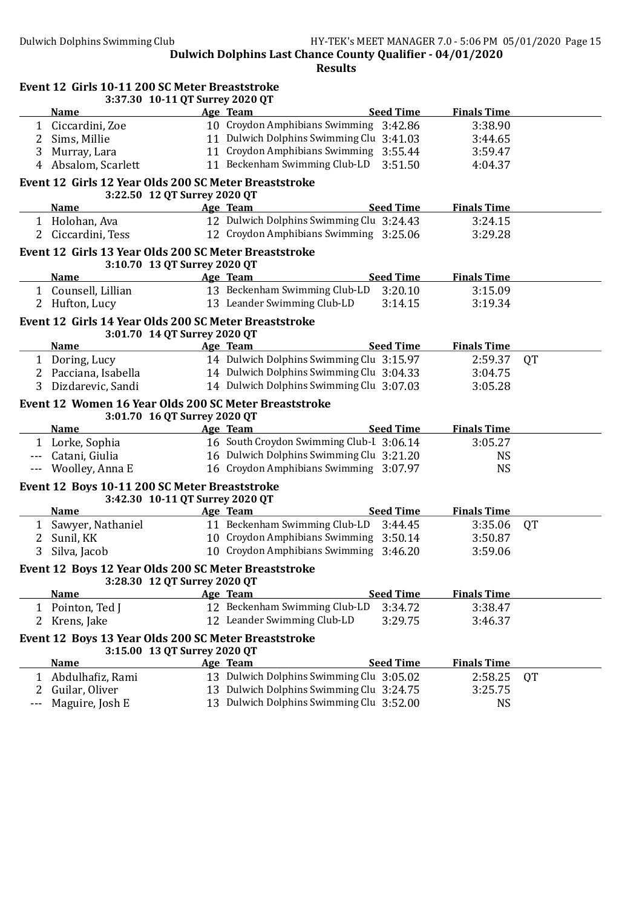**Dulwich Dolphins Last Chance County Qualifier - 04/01/2020**

**Results**

### Event 12 Girls 10-11 200 SC Meter Breaststroke

3:37.30 10-11 QT Surrey 2020 QT

| | Name | Age | Team | Seed Time | Finals Time | |
|---|---|---|---|---|---|---|
| 1 | Ciccardini, Zoe | 10 | Croydon Amphibians Swimming | 3:42.86 | 3:38.90 | |
| 2 | Sims, Millie | 11 | Dulwich Dolphins Swimming Clu | 3:41.03 | 3:44.65 | |
| 3 | Murray, Lara | 11 | Croydon Amphibians Swimming | 3:55.44 | 3:59.47 | |
| 4 | Absalom, Scarlett | 11 | Beckenham Swimming Club-LD | 3:51.50 | 4:04.37 | |

### Event 12 Girls 12 Year Olds 200 SC Meter Breaststroke

3:22.50 12 QT Surrey 2020 QT

| | Name | Age | Team | Seed Time | Finals Time | |
|---|---|---|---|---|---|---|
| 1 | Holohan, Ava | 12 | Dulwich Dolphins Swimming Clu | 3:24.43 | 3:24.15 | |
| 2 | Ciccardini, Tess | 12 | Croydon Amphibians Swimming | 3:25.06 | 3:29.28 | |

### Event 12 Girls 13 Year Olds 200 SC Meter Breaststroke

3:10.70 13 QT Surrey 2020 QT

| | Name | Age | Team | Seed Time | Finals Time | |
|---|---|---|---|---|---|---|
| 1 | Counsell, Lillian | 13 | Beckenham Swimming Club-LD | 3:20.10 | 3:15.09 | |
| 2 | Hufton, Lucy | 13 | Leander Swimming Club-LD | 3:14.15 | 3:19.34 | |

### Event 12 Girls 14 Year Olds 200 SC Meter Breaststroke

3:01.70 14 QT Surrey 2020 QT

| | Name | Age | Team | Seed Time | Finals Time | |
|---|---|---|---|---|---|---|
| 1 | Doring, Lucy | 14 | Dulwich Dolphins Swimming Clu | 3:15.97 | 2:59.37 | QT |
| 2 | Pacciana, Isabella | 14 | Dulwich Dolphins Swimming Clu | 3:04.33 | 3:04.75 | |
| 3 | Dizdarevic, Sandi | 14 | Dulwich Dolphins Swimming Clu | 3:07.03 | 3:05.28 | |

### Event 12 Women 16 Year Olds 200 SC Meter Breaststroke

3:01.70 16 QT Surrey 2020 QT

| | Name | Age | Team | Seed Time | Finals Time | |
|---|---|---|---|---|---|---|
| 1 | Lorke, Sophia | 16 | South Croydon Swimming Club-L | 3:06.14 | 3:05.27 | |
| --- | Catani, Giulia | 16 | Dulwich Dolphins Swimming Clu | 3:21.20 | NS | |
| --- | Woolley, Anna E | 16 | Croydon Amphibians Swimming | 3:07.97 | NS | |

### Event 12 Boys 10-11 200 SC Meter Breaststroke

3:42.30 10-11 QT Surrey 2020 QT

| | Name | Age | Team | Seed Time | Finals Time | |
|---|---|---|---|---|---|---|
| 1 | Sawyer, Nathaniel | 11 | Beckenham Swimming Club-LD | 3:44.45 | 3:35.06 | QT |
| 2 | Sunil, KK | 10 | Croydon Amphibians Swimming | 3:50.14 | 3:50.87 | |
| 3 | Silva, Jacob | 10 | Croydon Amphibians Swimming | 3:46.20 | 3:59.06 | |

### Event 12 Boys 12 Year Olds 200 SC Meter Breaststroke

3:28.30 12 QT Surrey 2020 QT

| | Name | Age | Team | Seed Time | Finals Time | |
|---|---|---|---|---|---|---|
| 1 | Pointon, Ted J | 12 | Beckenham Swimming Club-LD | 3:34.72 | 3:38.47 | |
| 2 | Krens, Jake | 12 | Leander Swimming Club-LD | 3:29.75 | 3:46.37 | |

### Event 12 Boys 13 Year Olds 200 SC Meter Breaststroke

3:15.00 13 QT Surrey 2020 QT

| | Name | Age | Team | Seed Time | Finals Time | |
|---|---|---|---|---|---|---|
| 1 | Abdulhafiz, Rami | 13 | Dulwich Dolphins Swimming Clu | 3:05.02 | 2:58.25 | QT |
| 2 | Guilar, Oliver | 13 | Dulwich Dolphins Swimming Clu | 3:24.75 | 3:25.75 | |
| --- | Maguire, Josh E | 13 | Dulwich Dolphins Swimming Clu | 3:52.00 | NS | |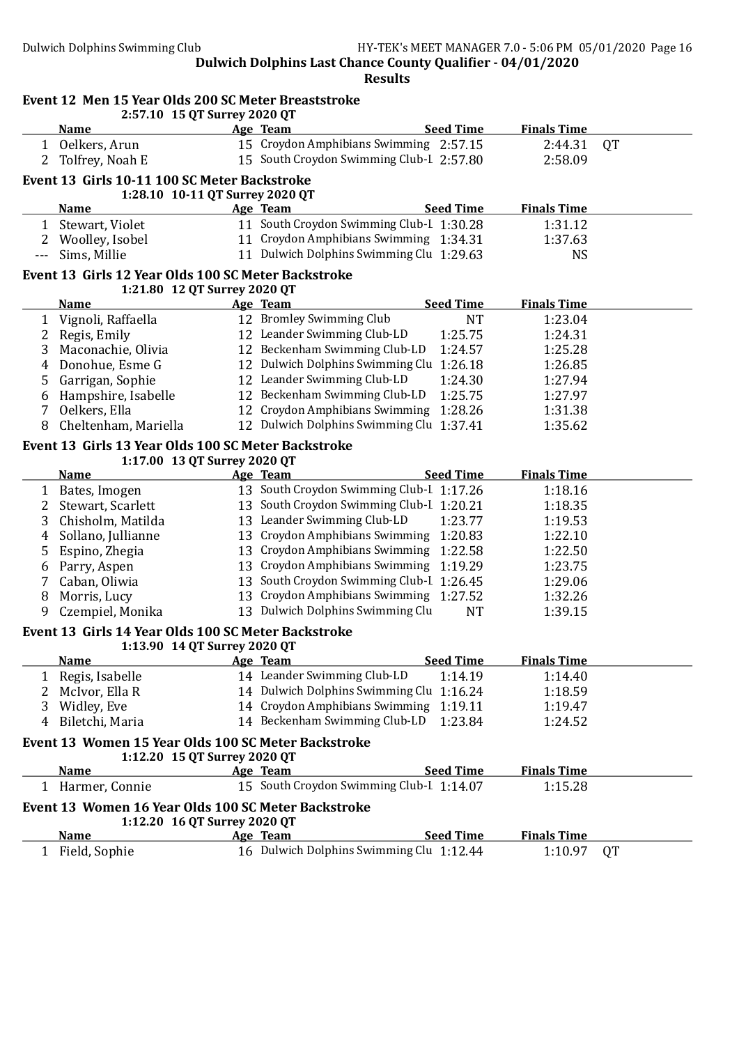# Dulwich Dolphins Last Chance County Qualifier - 04/01/2020

## Results

### Event 12 Men 15 Year Olds 200 SC Meter Breaststroke

2:57.10 15 QT Surrey 2020 QT

| | Name | Age | Team | Seed Time | Finals Time | |
|---|---|---|---|---|---|---|
| 1 | Oelkers, Arun | 15 | Croydon Amphibians Swimming | 2:57.15 | 2:44.31 | QT |
| 2 | Tolfrey, Noah E | 15 | South Croydon Swimming Club-L | 2:57.80 | 2:58.09 | |

### Event 13 Girls 10-11 100 SC Meter Backstroke

1:28.10 10-11 QT Surrey 2020 QT

| | Name | Age | Team | Seed Time | Finals Time |
|---|---|---|---|---|---|
| 1 | Stewart, Violet | 11 | South Croydon Swimming Club-L | 1:30.28 | 1:31.12 |
| 2 | Woolley, Isobel | 11 | Croydon Amphibians Swimming | 1:34.31 | 1:37.63 |
| --- | Sims, Millie | 11 | Dulwich Dolphins Swimming Clu | 1:29.63 | NS |

### Event 13 Girls 12 Year Olds 100 SC Meter Backstroke

1:21.80 12 QT Surrey 2020 QT

| | Name | Age | Team | Seed Time | Finals Time |
|---|---|---|---|---|---|
| 1 | Vignoli, Raffaella | 12 | Bromley Swimming Club | NT | 1:23.04 |
| 2 | Regis, Emily | 12 | Leander Swimming Club-LD | 1:25.75 | 1:24.31 |
| 3 | Maconachie, Olivia | 12 | Beckenham Swimming Club-LD | 1:24.57 | 1:25.28 |
| 4 | Donohue, Esme G | 12 | Dulwich Dolphins Swimming Clu | 1:26.18 | 1:26.85 |
| 5 | Garrigan, Sophie | 12 | Leander Swimming Club-LD | 1:24.30 | 1:27.94 |
| 6 | Hampshire, Isabelle | 12 | Beckenham Swimming Club-LD | 1:25.75 | 1:27.97 |
| 7 | Oelkers, Ella | 12 | Croydon Amphibians Swimming | 1:28.26 | 1:31.38 |
| 8 | Cheltenham, Mariella | 12 | Dulwich Dolphins Swimming Clu | 1:37.41 | 1:35.62 |

### Event 13 Girls 13 Year Olds 100 SC Meter Backstroke

1:17.00 13 QT Surrey 2020 QT

| | Name | Age | Team | Seed Time | Finals Time |
|---|---|---|---|---|---|
| 1 | Bates, Imogen | 13 | South Croydon Swimming Club-L | 1:17.26 | 1:18.16 |
| 2 | Stewart, Scarlett | 13 | South Croydon Swimming Club-L | 1:20.21 | 1:18.35 |
| 3 | Chisholm, Matilda | 13 | Leander Swimming Club-LD | 1:23.77 | 1:19.53 |
| 4 | Sollano, Jullianne | 13 | Croydon Amphibians Swimming | 1:20.83 | 1:22.10 |
| 5 | Espino, Zhegia | 13 | Croydon Amphibians Swimming | 1:22.58 | 1:22.50 |
| 6 | Parry, Aspen | 13 | Croydon Amphibians Swimming | 1:19.29 | 1:23.75 |
| 7 | Caban, Oliwia | 13 | South Croydon Swimming Club-L | 1:26.45 | 1:29.06 |
| 8 | Morris, Lucy | 13 | Croydon Amphibians Swimming | 1:27.52 | 1:32.26 |
| 9 | Czempiel, Monika | 13 | Dulwich Dolphins Swimming Clu | NT | 1:39.15 |

### Event 13 Girls 14 Year Olds 100 SC Meter Backstroke

1:13.90 14 QT Surrey 2020 QT

| | Name | Age | Team | Seed Time | Finals Time |
|---|---|---|---|---|---|
| 1 | Regis, Isabelle | 14 | Leander Swimming Club-LD | 1:14.19 | 1:14.40 |
| 2 | McIvor, Ella R | 14 | Dulwich Dolphins Swimming Clu | 1:16.24 | 1:18.59 |
| 3 | Widley, Eve | 14 | Croydon Amphibians Swimming | 1:19.11 | 1:19.47 |
| 4 | Biletchi, Maria | 14 | Beckenham Swimming Club-LD | 1:23.84 | 1:24.52 |

### Event 13 Women 15 Year Olds 100 SC Meter Backstroke

1:12.20 15 QT Surrey 2020 QT

| | Name | Age | Team | Seed Time | Finals Time |
|---|---|---|---|---|---|
| 1 | Harmer, Connie | 15 | South Croydon Swimming Club-L | 1:14.07 | 1:15.28 |

### Event 13 Women 16 Year Olds 100 SC Meter Backstroke

1:12.20 16 QT Surrey 2020 QT

| | Name | Age | Team | Seed Time | Finals Time | |
|---|---|---|---|---|---|---|
| 1 | Field, Sophie | 16 | Dulwich Dolphins Swimming Clu | 1:12.44 | 1:10.97 | QT |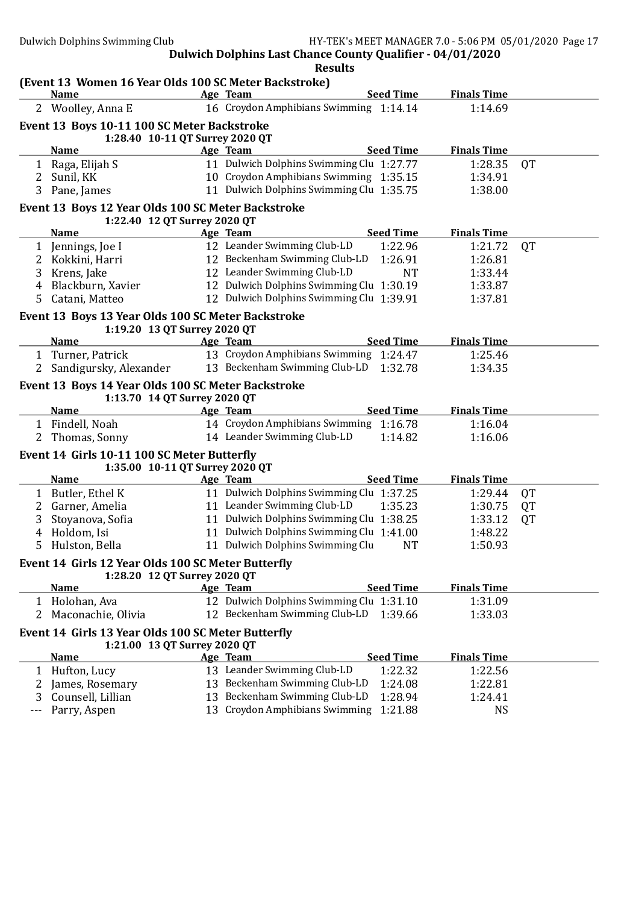**Dulwich Dolphins Last Chance County Qualifier - 04/01/2020**

**Results**

### (Event 13 Women 16 Year Olds 100 SC Meter Backstroke)

| | Name | Age | Team | Seed Time | Finals Time | |
|---|---|---|---|---|---|---|
| 2 | Woolley, Anna E | 16 | Croydon Amphibians Swimming | 1:14.14 | 1:14.69 | |

### Event 13 Boys 10-11 100 SC Meter Backstroke

1:28.40 10-11 QT Surrey 2020 QT

| | Name | Age | Team | Seed Time | Finals Time | |
|---|---|---|---|---|---|---|
| 1 | Raga, Elijah S | 11 | Dulwich Dolphins Swimming Clu | 1:27.77 | 1:28.35 | QT |
| 2 | Sunil, KK | 10 | Croydon Amphibians Swimming | 1:35.15 | 1:34.91 | |
| 3 | Pane, James | 11 | Dulwich Dolphins Swimming Clu | 1:35.75 | 1:38.00 | |

### Event 13 Boys 12 Year Olds 100 SC Meter Backstroke

1:22.40 12 QT Surrey 2020 QT

| | Name | Age | Team | Seed Time | Finals Time | |
|---|---|---|---|---|---|---|
| 1 | Jennings, Joe I | 12 | Leander Swimming Club-LD | 1:22.96 | 1:21.72 | QT |
| 2 | Kokkini, Harri | 12 | Beckenham Swimming Club-LD | 1:26.91 | 1:26.81 | |
| 3 | Krens, Jake | 12 | Leander Swimming Club-LD | NT | 1:33.44 | |
| 4 | Blackburn, Xavier | 12 | Dulwich Dolphins Swimming Clu | 1:30.19 | 1:33.87 | |
| 5 | Catani, Matteo | 12 | Dulwich Dolphins Swimming Clu | 1:39.91 | 1:37.81 | |

### Event 13 Boys 13 Year Olds 100 SC Meter Backstroke

1:19.20 13 QT Surrey 2020 QT

| | Name | Age | Team | Seed Time | Finals Time |
|---|---|---|---|---|---|
| 1 | Turner, Patrick | 13 | Croydon Amphibians Swimming | 1:24.47 | 1:25.46 |
| 2 | Sandigursky, Alexander | 13 | Beckenham Swimming Club-LD | 1:32.78 | 1:34.35 |

### Event 13 Boys 14 Year Olds 100 SC Meter Backstroke

1:13.70 14 QT Surrey 2020 QT

| | Name | Age | Team | Seed Time | Finals Time |
|---|---|---|---|---|---|
| 1 | Findell, Noah | 14 | Croydon Amphibians Swimming | 1:16.78 | 1:16.04 |
| 2 | Thomas, Sonny | 14 | Leander Swimming Club-LD | 1:14.82 | 1:16.06 |

### Event 14 Girls 10-11 100 SC Meter Butterfly

1:35.00 10-11 QT Surrey 2020 QT

| | Name | Age | Team | Seed Time | Finals Time | |
|---|---|---|---|---|---|---|
| 1 | Butler, Ethel K | 11 | Dulwich Dolphins Swimming Clu | 1:37.25 | 1:29.44 | QT |
| 2 | Garner, Amelia | 11 | Leander Swimming Club-LD | 1:35.23 | 1:30.75 | QT |
| 3 | Stoyanova, Sofia | 11 | Dulwich Dolphins Swimming Clu | 1:38.25 | 1:33.12 | QT |
| 4 | Holdom, Isi | 11 | Dulwich Dolphins Swimming Clu | 1:41.00 | 1:48.22 | |
| 5 | Hulston, Bella | 11 | Dulwich Dolphins Swimming Clu | NT | 1:50.93 | |

### Event 14 Girls 12 Year Olds 100 SC Meter Butterfly

1:28.20 12 QT Surrey 2020 QT

| | Name | Age | Team | Seed Time | Finals Time |
|---|---|---|---|---|---|
| 1 | Holohan, Ava | 12 | Dulwich Dolphins Swimming Clu | 1:31.10 | 1:31.09 |
| 2 | Maconachie, Olivia | 12 | Beckenham Swimming Club-LD | 1:39.66 | 1:33.03 |

### Event 14 Girls 13 Year Olds 100 SC Meter Butterfly

1:21.00 13 QT Surrey 2020 QT

| | Name | Age | Team | Seed Time | Finals Time |
|---|---|---|---|---|---|
| 1 | Hufton, Lucy | 13 | Leander Swimming Club-LD | 1:22.32 | 1:22.56 |
| 2 | James, Rosemary | 13 | Beckenham Swimming Club-LD | 1:24.08 | 1:22.81 |
| 3 | Counsell, Lillian | 13 | Beckenham Swimming Club-LD | 1:28.94 | 1:24.41 |
| --- | Parry, Aspen | 13 | Croydon Amphibians Swimming | 1:21.88 | NS |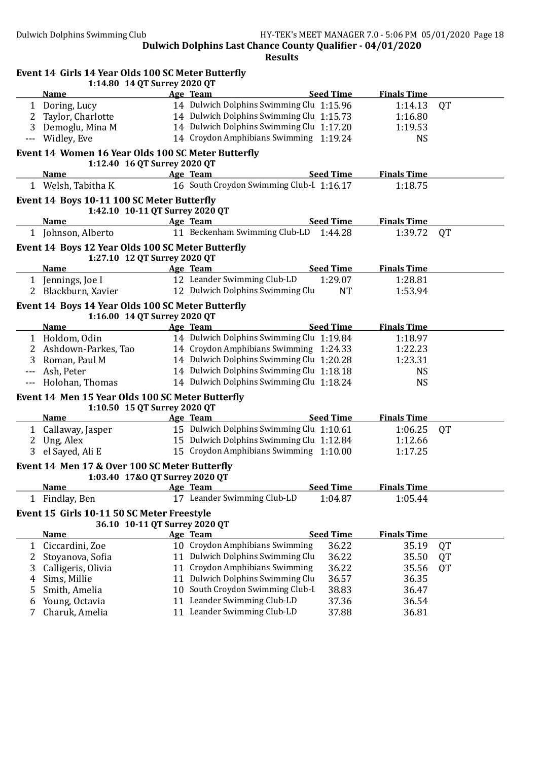## Dulwich Dolphins Last Chance County Qualifier - 04/01/2020

### Results

#### Event 14 Girls 14 Year Olds 100 SC Meter Butterfly

1:14.80 14 QT Surrey 2020 QT

| | Name | Age | Team | Seed Time | Finals Time | |
|---|---|---|---|---|---|---|
| 1 | Doring, Lucy | 14 | Dulwich Dolphins Swimming Clu | 1:15.96 | 1:14.13 | QT |
| 2 | Taylor, Charlotte | 14 | Dulwich Dolphins Swimming Clu | 1:15.73 | 1:16.80 | |
| 3 | Demoglu, Mina M | 14 | Dulwich Dolphins Swimming Clu | 1:17.20 | 1:19.53 | |
| --- | Widley, Eve | 14 | Croydon Amphibians Swimming | 1:19.24 | NS | |

#### Event 14 Women 16 Year Olds 100 SC Meter Butterfly

1:12.40 16 QT Surrey 2020 QT

| | Name | Age | Team | Seed Time | Finals Time |
|---|---|---|---|---|---|
| 1 | Welsh, Tabitha K | 16 | South Croydon Swimming Club-L | 1:16.17 | 1:18.75 |

#### Event 14 Boys 10-11 100 SC Meter Butterfly

1:42.10 10-11 QT Surrey 2020 QT

| | Name | Age | Team | Seed Time | Finals Time | |
|---|---|---|---|---|---|---|
| 1 | Johnson, Alberto | 11 | Beckenham Swimming Club-LD | 1:44.28 | 1:39.72 | QT |

#### Event 14 Boys 12 Year Olds 100 SC Meter Butterfly

1:27.10 12 QT Surrey 2020 QT

| | Name | Age | Team | Seed Time | Finals Time |
|---|---|---|---|---|---|
| 1 | Jennings, Joe I | 12 | Leander Swimming Club-LD | 1:29.07 | 1:28.81 |
| 2 | Blackburn, Xavier | 12 | Dulwich Dolphins Swimming Clu | NT | 1:53.94 |

#### Event 14 Boys 14 Year Olds 100 SC Meter Butterfly

1:16.00 14 QT Surrey 2020 QT

| | Name | Age | Team | Seed Time | Finals Time |
|---|---|---|---|---|---|
| 1 | Holdom, Odin | 14 | Dulwich Dolphins Swimming Clu | 1:19.84 | 1:18.97 |
| 2 | Ashdown-Parkes, Tao | 14 | Croydon Amphibians Swimming | 1:24.33 | 1:22.23 |
| 3 | Roman, Paul M | 14 | Dulwich Dolphins Swimming Clu | 1:20.28 | 1:23.31 |
| --- | Ash, Peter | 14 | Dulwich Dolphins Swimming Clu | 1:18.18 | NS |
| --- | Holohan, Thomas | 14 | Dulwich Dolphins Swimming Clu | 1:18.24 | NS |

#### Event 14 Men 15 Year Olds 100 SC Meter Butterfly

1:10.50 15 QT Surrey 2020 QT

| | Name | Age | Team | Seed Time | Finals Time | |
|---|---|---|---|---|---|---|
| 1 | Callaway, Jasper | 15 | Dulwich Dolphins Swimming Clu | 1:10.61 | 1:06.25 | QT |
| 2 | Ung, Alex | 15 | Dulwich Dolphins Swimming Clu | 1:12.84 | 1:12.66 | |
| 3 | el Sayed, Ali E | 15 | Croydon Amphibians Swimming | 1:10.00 | 1:17.25 | |

#### Event 14 Men 17 & Over 100 SC Meter Butterfly

1:03.40 17&O QT Surrey 2020 QT

| | Name | Age | Team | Seed Time | Finals Time |
|---|---|---|---|---|---|
| 1 | Findlay, Ben | 17 | Leander Swimming Club-LD | 1:04.87 | 1:05.44 |

#### Event 15 Girls 10-11 50 SC Meter Freestyle

36.10 10-11 QT Surrey 2020 QT

| | Name | Age | Team | Seed Time | Finals Time | |
|---|---|---|---|---|---|---|
| 1 | Ciccardini, Zoe | 10 | Croydon Amphibians Swimming | 36.22 | 35.19 | QT |
| 2 | Stoyanova, Sofia | 11 | Dulwich Dolphins Swimming Clu | 36.22 | 35.50 | QT |
| 3 | Calligeris, Olivia | 11 | Croydon Amphibians Swimming | 36.22 | 35.56 | QT |
| 4 | Sims, Millie | 11 | Dulwich Dolphins Swimming Clu | 36.57 | 36.35 | |
| 5 | Smith, Amelia | 10 | South Croydon Swimming Club-L | 38.83 | 36.47 | |
| 6 | Young, Octavia | 11 | Leander Swimming Club-LD | 37.36 | 36.54 | |
| 7 | Charuk, Amelia | 11 | Leander Swimming Club-LD | 37.88 | 36.81 | |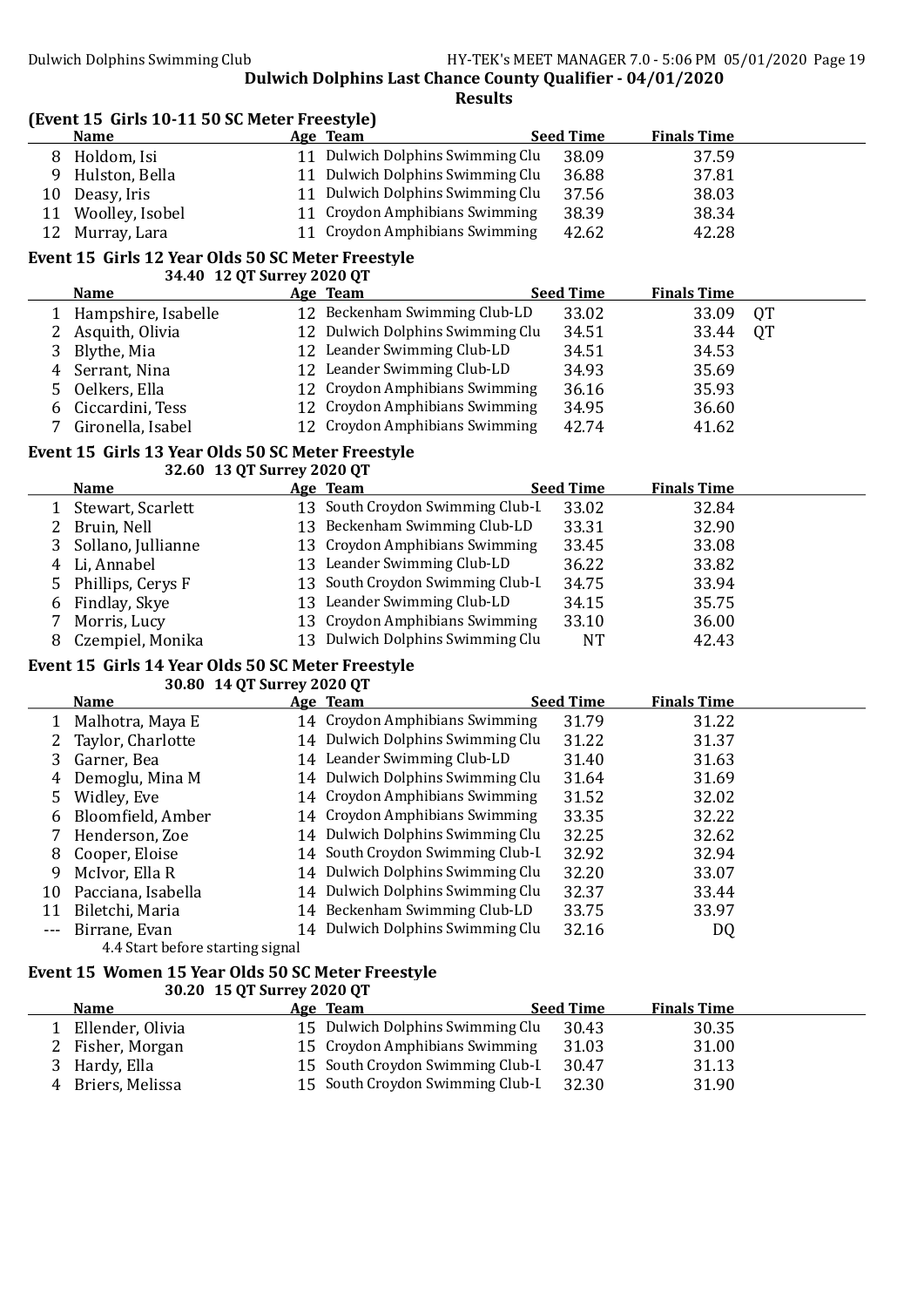**Dulwich Dolphins Last Chance County Qualifier - 04/01/2020**

**Results**

## (Event 15 Girls 10-11 50 SC Meter Freestyle)

| | Name | Age | Team | Seed Time | Finals Time | |
|---|---|---|---|---|---|---|
| 8 | Holdom, Isi | 11 | Dulwich Dolphins Swimming Clu | 38.09 | 37.59 | |
| 9 | Hulston, Bella | 11 | Dulwich Dolphins Swimming Clu | 36.88 | 37.81 | |
| 10 | Deasy, Iris | 11 | Dulwich Dolphins Swimming Clu | 37.56 | 38.03 | |
| 11 | Woolley, Isobel | 11 | Croydon Amphibians Swimming | 38.39 | 38.34 | |
| 12 | Murray, Lara | 11 | Croydon Amphibians Swimming | 42.62 | 42.28 | |

## Event 15 Girls 12 Year Olds 50 SC Meter Freestyle

34.40 12 QT Surrey 2020 QT

| | Name | Age | Team | Seed Time | Finals Time | |
|---|---|---|---|---|---|---|
| 1 | Hampshire, Isabelle | 12 | Beckenham Swimming Club-LD | 33.02 | 33.09 | QT |
| 2 | Asquith, Olivia | 12 | Dulwich Dolphins Swimming Clu | 34.51 | 33.44 | QT |
| 3 | Blythe, Mia | 12 | Leander Swimming Club-LD | 34.51 | 34.53 | |
| 4 | Serrant, Nina | 12 | Leander Swimming Club-LD | 34.93 | 35.69 | |
| 5 | Oelkers, Ella | 12 | Croydon Amphibians Swimming | 36.16 | 35.93 | |
| 6 | Ciccardini, Tess | 12 | Croydon Amphibians Swimming | 34.95 | 36.60 | |
| 7 | Gironella, Isabel | 12 | Croydon Amphibians Swimming | 42.74 | 41.62 | |

## Event 15 Girls 13 Year Olds 50 SC Meter Freestyle

32.60 13 QT Surrey 2020 QT

| | Name | Age | Team | Seed Time | Finals Time |
|---|---|---|---|---|---|
| 1 | Stewart, Scarlett | 13 | South Croydon Swimming Club-L | 33.02 | 32.84 |
| 2 | Bruin, Nell | 13 | Beckenham Swimming Club-LD | 33.31 | 32.90 |
| 3 | Sollano, Jullianne | 13 | Croydon Amphibians Swimming | 33.45 | 33.08 |
| 4 | Li, Annabel | 13 | Leander Swimming Club-LD | 36.22 | 33.82 |
| 5 | Phillips, Cerys F | 13 | South Croydon Swimming Club-L | 34.75 | 33.94 |
| 6 | Findlay, Skye | 13 | Leander Swimming Club-LD | 34.15 | 35.75 |
| 7 | Morris, Lucy | 13 | Croydon Amphibians Swimming | 33.10 | 36.00 |
| 8 | Czempiel, Monika | 13 | Dulwich Dolphins Swimming Clu | NT | 42.43 |

## Event 15 Girls 14 Year Olds 50 SC Meter Freestyle

30.80 14 QT Surrey 2020 QT

| | Name | Age | Team | Seed Time | Finals Time |
|---|---|---|---|---|---|
| 1 | Malhotra, Maya E | 14 | Croydon Amphibians Swimming | 31.79 | 31.22 |
| 2 | Taylor, Charlotte | 14 | Dulwich Dolphins Swimming Clu | 31.22 | 31.37 |
| 3 | Garner, Bea | 14 | Leander Swimming Club-LD | 31.40 | 31.63 |
| 4 | Demoglu, Mina M | 14 | Dulwich Dolphins Swimming Clu | 31.64 | 31.69 |
| 5 | Widley, Eve | 14 | Croydon Amphibians Swimming | 31.52 | 32.02 |
| 6 | Bloomfield, Amber | 14 | Croydon Amphibians Swimming | 33.35 | 32.22 |
| 7 | Henderson, Zoe | 14 | Dulwich Dolphins Swimming Clu | 32.25 | 32.62 |
| 8 | Cooper, Eloise | 14 | South Croydon Swimming Club-L | 32.92 | 32.94 |
| 9 | McIvor, Ella R | 14 | Dulwich Dolphins Swimming Clu | 32.20 | 33.07 |
| 10 | Pacciana, Isabella | 14 | Dulwich Dolphins Swimming Clu | 32.37 | 33.44 |
| 11 | Biletchi, Maria | 14 | Beckenham Swimming Club-LD | 33.75 | 33.97 |
| --- | Birrane, Evan | 14 | Dulwich Dolphins Swimming Clu | 32.16 | DQ |

4.4 Start before starting signal

## Event 15 Women 15 Year Olds 50 SC Meter Freestyle

30.20 15 QT Surrey 2020 QT

| | Name | Age | Team | Seed Time | Finals Time |
|---|---|---|---|---|---|
| 1 | Ellender, Olivia | 15 | Dulwich Dolphins Swimming Clu | 30.43 | 30.35 |
| 2 | Fisher, Morgan | 15 | Croydon Amphibians Swimming | 31.03 | 31.00 |
| 3 | Hardy, Ella | 15 | South Croydon Swimming Club-L | 30.47 | 31.13 |
| 4 | Briers, Melissa | 15 | South Croydon Swimming Club-L | 32.30 | 31.90 |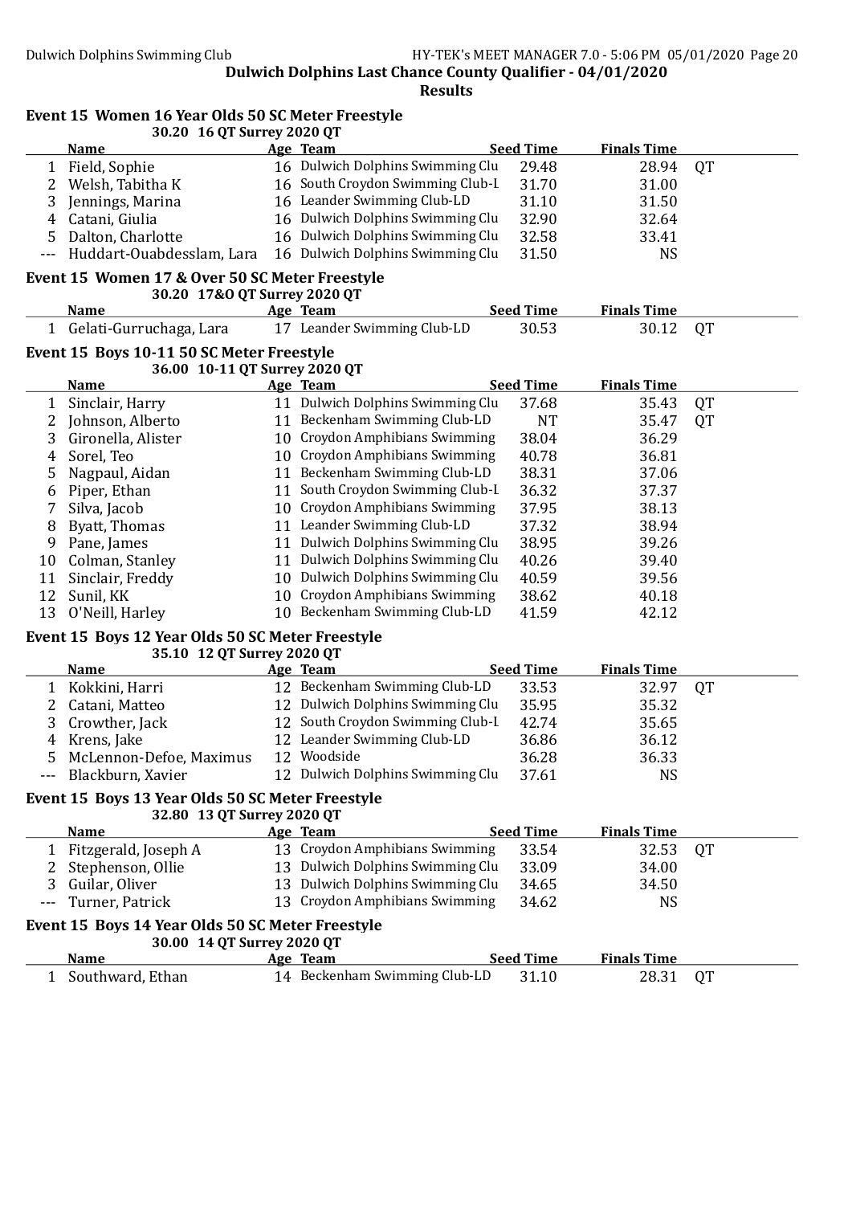# Dulwich Dolphins Last Chance County Qualifier - 04/01/2020

## Results

### Event 15 Women 16 Year Olds 50 SC Meter Freestyle

30.20 16 QT Surrey 2020 QT

| | Name | Age | Team | Seed Time | Finals Time | |
|---|---|---|---|---|---|---|
| 1 | Field, Sophie | 16 | Dulwich Dolphins Swimming Clu | 29.48 | 28.94 | QT |
| 2 | Welsh, Tabitha K | 16 | South Croydon Swimming Club-L | 31.70 | 31.00 | |
| 3 | Jennings, Marina | 16 | Leander Swimming Club-LD | 31.10 | 31.50 | |
| 4 | Catani, Giulia | 16 | Dulwich Dolphins Swimming Clu | 32.90 | 32.64 | |
| 5 | Dalton, Charlotte | 16 | Dulwich Dolphins Swimming Clu | 32.58 | 33.41 | |
| --- | Huddart-Ouabdesslam, Lara | 16 | Dulwich Dolphins Swimming Clu | 31.50 | NS | |

### Event 15 Women 17 & Over 50 SC Meter Freestyle

30.20 17&O QT Surrey 2020 QT

| | Name | Age | Team | Seed Time | Finals Time | |
|---|---|---|---|---|---|---|
| 1 | Gelati-Gurruchaga, Lara | 17 | Leander Swimming Club-LD | 30.53 | 30.12 | QT |

### Event 15 Boys 10-11 50 SC Meter Freestyle

36.00 10-11 QT Surrey 2020 QT

| | Name | Age | Team | Seed Time | Finals Time | |
|---|---|---|---|---|---|---|
| 1 | Sinclair, Harry | 11 | Dulwich Dolphins Swimming Clu | 37.68 | 35.43 | QT |
| 2 | Johnson, Alberto | 11 | Beckenham Swimming Club-LD | NT | 35.47 | QT |
| 3 | Gironella, Alister | 10 | Croydon Amphibians Swimming | 38.04 | 36.29 | |
| 4 | Sorel, Teo | 10 | Croydon Amphibians Swimming | 40.78 | 36.81 | |
| 5 | Nagpaul, Aidan | 11 | Beckenham Swimming Club-LD | 38.31 | 37.06 | |
| 6 | Piper, Ethan | 11 | South Croydon Swimming Club-L | 36.32 | 37.37 | |
| 7 | Silva, Jacob | 10 | Croydon Amphibians Swimming | 37.95 | 38.13 | |
| 8 | Byatt, Thomas | 11 | Leander Swimming Club-LD | 37.32 | 38.94 | |
| 9 | Pane, James | 11 | Dulwich Dolphins Swimming Clu | 38.95 | 39.26 | |
| 10 | Colman, Stanley | 11 | Dulwich Dolphins Swimming Clu | 40.26 | 39.40 | |
| 11 | Sinclair, Freddy | 10 | Dulwich Dolphins Swimming Clu | 40.59 | 39.56 | |
| 12 | Sunil, KK | 10 | Croydon Amphibians Swimming | 38.62 | 40.18 | |
| 13 | O'Neill, Harley | 10 | Beckenham Swimming Club-LD | 41.59 | 42.12 | |

### Event 15 Boys 12 Year Olds 50 SC Meter Freestyle

35.10 12 QT Surrey 2020 QT

| | Name | Age | Team | Seed Time | Finals Time | |
|---|---|---|---|---|---|---|
| 1 | Kokkini, Harri | 12 | Beckenham Swimming Club-LD | 33.53 | 32.97 | QT |
| 2 | Catani, Matteo | 12 | Dulwich Dolphins Swimming Clu | 35.95 | 35.32 | |
| 3 | Crowther, Jack | 12 | South Croydon Swimming Club-L | 42.74 | 35.65 | |
| 4 | Krens, Jake | 12 | Leander Swimming Club-LD | 36.86 | 36.12 | |
| 5 | McLennon-Defoe, Maximus | 12 | Woodside | 36.28 | 36.33 | |
| --- | Blackburn, Xavier | 12 | Dulwich Dolphins Swimming Clu | 37.61 | NS | |

### Event 15 Boys 13 Year Olds 50 SC Meter Freestyle

32.80 13 QT Surrey 2020 QT

| | Name | Age | Team | Seed Time | Finals Time | |
|---|---|---|---|---|---|---|
| 1 | Fitzgerald, Joseph A | 13 | Croydon Amphibians Swimming | 33.54 | 32.53 | QT |
| 2 | Stephenson, Ollie | 13 | Dulwich Dolphins Swimming Clu | 33.09 | 34.00 | |
| 3 | Guilar, Oliver | 13 | Dulwich Dolphins Swimming Clu | 34.65 | 34.50 | |
| --- | Turner, Patrick | 13 | Croydon Amphibians Swimming | 34.62 | NS | |

### Event 15 Boys 14 Year Olds 50 SC Meter Freestyle

30.00 14 QT Surrey 2020 QT

| | Name | Age | Team | Seed Time | Finals Time | |
|---|---|---|---|---|---|---|
| 1 | Southward, Ethan | 14 | Beckenham Swimming Club-LD | 31.10 | 28.31 | QT |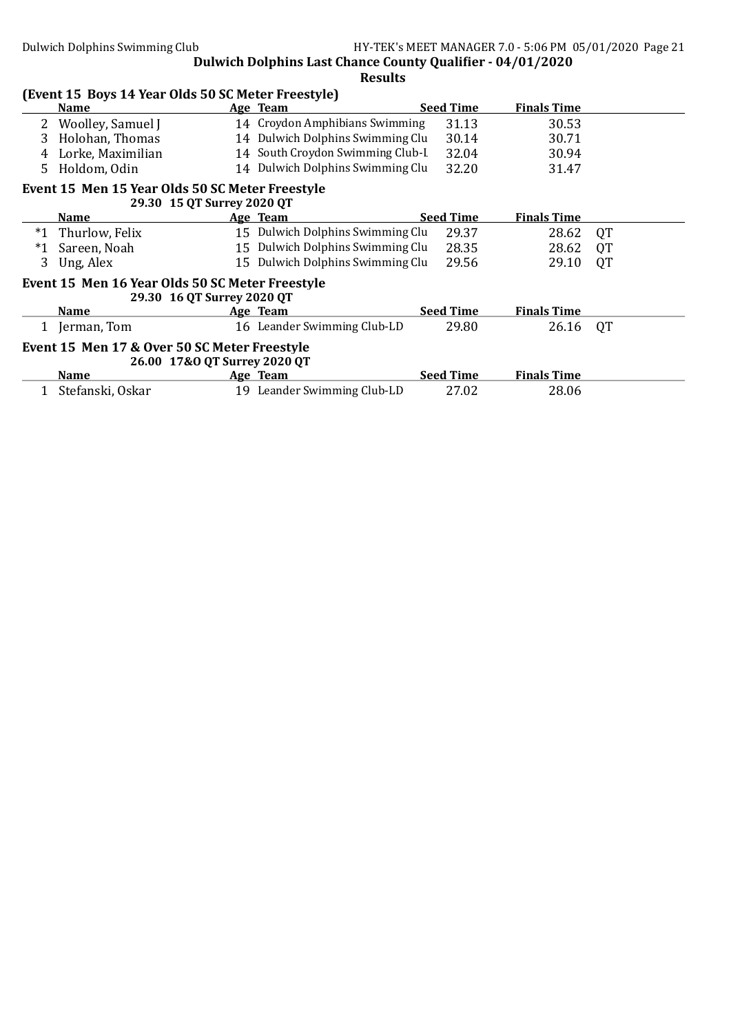**Dulwich Dolphins Last Chance County Qualifier - 04/01/2020**

**Results**

### (Event 15 Boys 14 Year Olds 50 SC Meter Freestyle)

| | Name | Age | Team | Seed Time | Finals Time | |
|---|---|---|---|---|---|---|
| 2 | Woolley, Samuel J | 14 | Croydon Amphibians Swimming | 31.13 | 30.53 | |
| 3 | Holohan, Thomas | 14 | Dulwich Dolphins Swimming Clu | 30.14 | 30.71 | |
| 4 | Lorke, Maximilian | 14 | South Croydon Swimming Club-I | 32.04 | 30.94 | |
| 5 | Holdom, Odin | 14 | Dulwich Dolphins Swimming Clu | 32.20 | 31.47 | |

### Event 15 Men 15 Year Olds 50 SC Meter Freestyle

**29.30 15 QT Surrey 2020 QT**

| | Name | Age | Team | Seed Time | Finals Time | |
|---|---|---|---|---|---|---|
| *1 | Thurlow, Felix | 15 | Dulwich Dolphins Swimming Clu | 29.37 | 28.62 | QT |
| *1 | Sareen, Noah | 15 | Dulwich Dolphins Swimming Clu | 28.35 | 28.62 | QT |
| 3 | Ung, Alex | 15 | Dulwich Dolphins Swimming Clu | 29.56 | 29.10 | QT |

### Event 15 Men 16 Year Olds 50 SC Meter Freestyle

**29.30 16 QT Surrey 2020 QT**

| | Name | Age | Team | Seed Time | Finals Time | |
|---|---|---|---|---|---|---|
| 1 | Jerman, Tom | 16 | Leander Swimming Club-LD | 29.80 | 26.16 | QT |

### Event 15 Men 17 & Over 50 SC Meter Freestyle

**26.00 17&O QT Surrey 2020 QT**

| | Name | Age | Team | Seed Time | Finals Time |
|---|---|---|---|---|---|
| 1 | Stefanski, Oskar | 19 | Leander Swimming Club-LD | 27.02 | 28.06 |